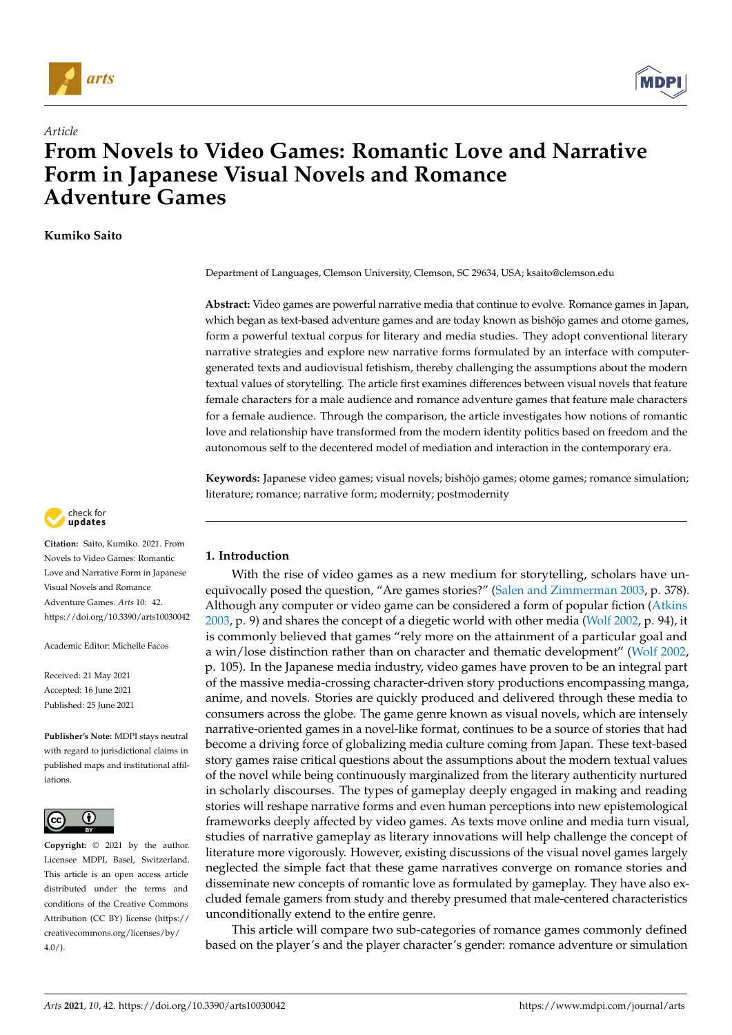*Article*

# From Novels to Video Games: Romantic Love and Narrative Form in Japanese Visual Novels and Romance Adventure Games

**Kumiko Saito**

Department of Languages, Clemson University, Clemson, SC 29634, USA; ksaito@clemson.edu

**Abstract:** Video games are powerful narrative media that continue to evolve. Romance games in Japan, which began as text-based adventure games and are today known as bishōjo games and otome games, form a powerful textual corpus for literary and media studies. They adopt conventional literary narrative strategies and explore new narrative forms formulated by an interface with computer-generated texts and audiovisual fetishism, thereby challenging the assumptions about the modern textual values of storytelling. The article first examines differences between visual novels that feature female characters for a male audience and romance adventure games that feature male characters for a female audience. Through the comparison, the article investigates how notions of romantic love and relationship have transformed from the modern identity politics based on freedom and the autonomous self to the decentered model of mediation and interaction in the contemporary era.

**Keywords:** Japanese video games; visual novels; bishōjo games; otome games; romance simulation; literature; romance; narrative form; modernity; postmodernity

**Citation:** Saito, Kumiko. 2021. From Novels to Video Games: Romantic Love and Narrative Form in Japanese Visual Novels and Romance Adventure Games. *Arts* 10: 42. https://doi.org/10.3390/arts10030042

Academic Editor: Michelle Facos

Received: 21 May 2021
Accepted: 16 June 2021
Published: 25 June 2021

**Publisher's Note:** MDPI stays neutral with regard to jurisdictional claims in published maps and institutional affiliations.

**Copyright:** © 2021 by the author. Licensee MDPI, Basel, Switzerland. This article is an open access article distributed under the terms and conditions of the Creative Commons Attribution (CC BY) license (https://creativecommons.org/licenses/by/4.0/).

## 1. Introduction

With the rise of video games as a new medium for storytelling, scholars have unequivocally posed the question, "Are games stories?" (Salen and Zimmerman 2003, p. 378). Although any computer or video game can be considered a form of popular fiction (Atkins 2003, p. 9) and shares the concept of a diegetic world with other media (Wolf 2002, p. 94), it is commonly believed that games "rely more on the attainment of a particular goal and a win/lose distinction rather than on character and thematic development" (Wolf 2002, p. 105). In the Japanese media industry, video games have proven to be an integral part of the massive media-crossing character-driven story productions encompassing manga, anime, and novels. Stories are quickly produced and delivered through these media to consumers across the globe. The game genre known as visual novels, which are intensely narrative-oriented games in a novel-like format, continues to be a source of stories that had become a driving force of globalizing media culture coming from Japan. These text-based story games raise critical questions about the assumptions about the modern textual values of the novel while being continuously marginalized from the literary authenticity nurtured in scholarly discourses. The types of gameplay deeply engaged in making and reading stories will reshape narrative forms and even human perceptions into new epistemological frameworks deeply affected by video games. As texts move online and media turn visual, studies of narrative gameplay as literary innovations will help challenge the concept of literature more vigorously. However, existing discussions of the visual novel games largely neglected the simple fact that these game narratives converge on romance stories and disseminate new concepts of romantic love as formulated by gameplay. They have also excluded female gamers from study and thereby presumed that male-centered characteristics unconditionally extend to the entire genre.

This article will compare two sub-categories of romance games commonly defined based on the player's and the player character's gender: romance adventure or simulation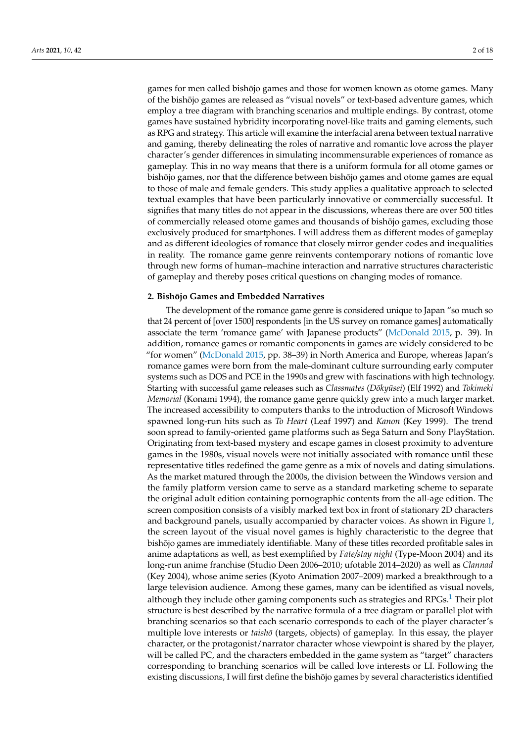games for men called bishōjo games and those for women known as otome games. Many of the bishōjo games are released as "visual novels" or text-based adventure games, which employ a tree diagram with branching scenarios and multiple endings. By contrast, otome games have sustained hybridity incorporating novel-like traits and gaming elements, such as RPG and strategy. This article will examine the interfacial arena between textual narrative and gaming, thereby delineating the roles of narrative and romantic love across the player character's gender differences in simulating incommensurable experiences of romance as gameplay. This in no way means that there is a uniform formula for all otome games or bishōjo games, nor that the difference between bishōjo games and otome games are equal to those of male and female genders. This study applies a qualitative approach to selected textual examples that have been particularly innovative or commercially successful. It signifies that many titles do not appear in the discussions, whereas there are over 500 titles of commercially released otome games and thousands of bishōjo games, excluding those exclusively produced for smartphones. I will address them as different modes of gameplay and as different ideologies of romance that closely mirror gender codes and inequalities in reality. The romance game genre reinvents contemporary notions of romantic love through new forms of human–machine interaction and narrative structures characteristic of gameplay and thereby poses critical questions on changing modes of romance.

## 2. Bishōjo Games and Embedded Narratives

The development of the romance game genre is considered unique to Japan "so much so that 24 percent of [over 1500] respondents [in the US survey on romance games] automatically associate the term 'romance game' with Japanese products" (McDonald 2015, p. 39). In addition, romance games or romantic components in games are widely considered to be "for women" (McDonald 2015, pp. 38–39) in North America and Europe, whereas Japan's romance games were born from the male-dominant culture surrounding early computer systems such as DOS and PCE in the 1990s and grew with fascinations with high technology. Starting with successful game releases such as *Classmates* (*Dōkyūsei*) (Elf 1992) and *Tokimeki Memorial* (Konami 1994), the romance game genre quickly grew into a much larger market. The increased accessibility to computers thanks to the introduction of Microsoft Windows spawned long-run hits such as *To Heart* (Leaf 1997) and *Kanon* (Key 1999). The trend soon spread to family-oriented game platforms such as Sega Saturn and Sony PlayStation. Originating from text-based mystery and escape games in closest proximity to adventure games in the 1980s, visual novels were not initially associated with romance until these representative titles redefined the game genre as a mix of novels and dating simulations. As the market matured through the 2000s, the division between the Windows version and the family platform version came to serve as a standard marketing scheme to separate the original adult edition containing pornographic contents from the all-age edition. The screen composition consists of a visibly marked text box in front of stationary 2D characters and background panels, usually accompanied by character voices. As shown in Figure 1, the screen layout of the visual novel games is highly characteristic to the degree that bishōjo games are immediately identifiable. Many of these titles recorded profitable sales in anime adaptations as well, as best exemplified by *Fate/stay night* (Type-Moon 2004) and its long-run anime franchise (Studio Deen 2006–2010; ufotable 2014–2020) as well as *Clannad* (Key 2004), whose anime series (Kyoto Animation 2007–2009) marked a breakthrough to a large television audience. Among these games, many can be identified as visual novels, although they include other gaming components such as strategies and RPGs.[1] Their plot structure is best described by the narrative formula of a tree diagram or parallel plot with branching scenarios so that each scenario corresponds to each of the player character's multiple love interests or *taishō* (targets, objects) of gameplay. In this essay, the player character, or the protagonist/narrator character whose viewpoint is shared by the player, will be called PC, and the characters embedded in the game system as "target" characters corresponding to branching scenarios will be called love interests or LI. Following the existing discussions, I will first define the bishōjo games by several characteristics identified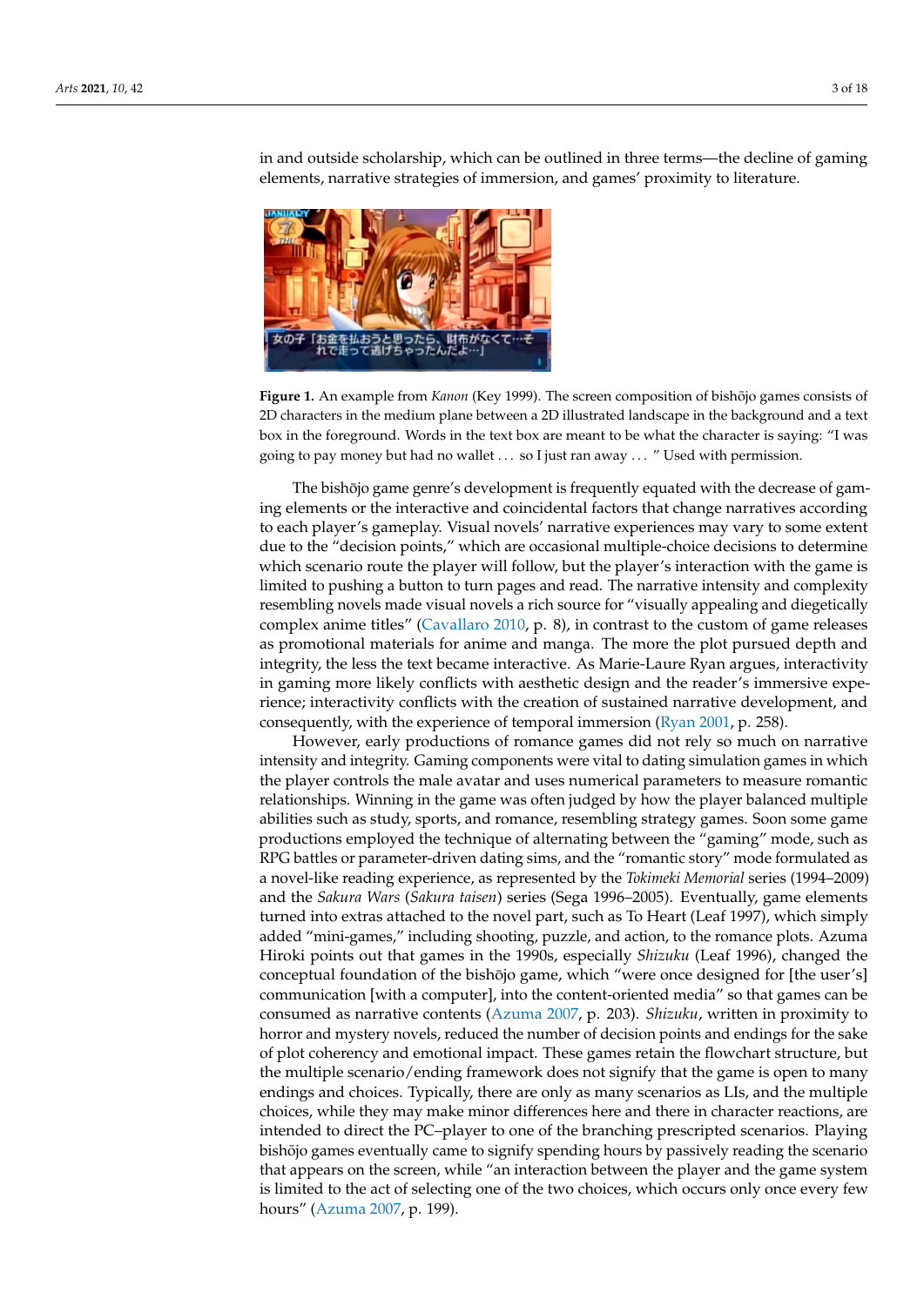in and outside scholarship, which can be outlined in three terms—the decline of gaming elements, narrative strategies of immersion, and games' proximity to literature.

**Figure 1.** An example from *Kanon* (Key 1999). The screen composition of bishōjo games consists of 2D characters in the medium plane between a 2D illustrated landscape in the background and a text box in the foreground. Words in the text box are meant to be what the character is saying: "I was going to pay money but had no wallet . . . so I just ran away . . . " Used with permission.

The bishōjo game genre's development is frequently equated with the decrease of gaming elements or the interactive and coincidental factors that change narratives according to each player's gameplay. Visual novels' narrative experiences may vary to some extent due to the "decision points," which are occasional multiple-choice decisions to determine which scenario route the player will follow, but the player's interaction with the game is limited to pushing a button to turn pages and read. The narrative intensity and complexity resembling novels made visual novels a rich source for "visually appealing and diegetically complex anime titles" (Cavallaro 2010, p. 8), in contrast to the custom of game releases as promotional materials for anime and manga. The more the plot pursued depth and integrity, the less the text became interactive. As Marie-Laure Ryan argues, interactivity in gaming more likely conflicts with aesthetic design and the reader's immersive experience; interactivity conflicts with the creation of sustained narrative development, and consequently, with the experience of temporal immersion (Ryan 2001, p. 258).

However, early productions of romance games did not rely so much on narrative intensity and integrity. Gaming components were vital to dating simulation games in which the player controls the male avatar and uses numerical parameters to measure romantic relationships. Winning in the game was often judged by how the player balanced multiple abilities such as study, sports, and romance, resembling strategy games. Soon some game productions employed the technique of alternating between the "gaming" mode, such as RPG battles or parameter-driven dating sims, and the "romantic story" mode formulated as a novel-like reading experience, as represented by the *Tokimeki Memorial* series (1994–2009) and the *Sakura Wars* (*Sakura taisen*) series (Sega 1996–2005). Eventually, game elements turned into extras attached to the novel part, such as To Heart (Leaf 1997), which simply added "mini-games," including shooting, puzzle, and action, to the romance plots. Azuma Hiroki points out that games in the 1990s, especially *Shizuku* (Leaf 1996), changed the conceptual foundation of the bishōjo game, which "were once designed for [the user's] communication [with a computer], into the content-oriented media" so that games can be consumed as narrative contents (Azuma 2007, p. 203). *Shizuku*, written in proximity to horror and mystery novels, reduced the number of decision points and endings for the sake of plot coherency and emotional impact. These games retain the flowchart structure, but the multiple scenario/ending framework does not signify that the game is open to many endings and choices. Typically, there are only as many scenarios as LIs, and the multiple choices, while they may make minor differences here and there in character reactions, are intended to direct the PC–player to one of the branching prescripted scenarios. Playing bishōjo games eventually came to signify spending hours by passively reading the scenario that appears on the screen, while "an interaction between the player and the game system is limited to the act of selecting one of the two choices, which occurs only once every few hours" (Azuma 2007, p. 199).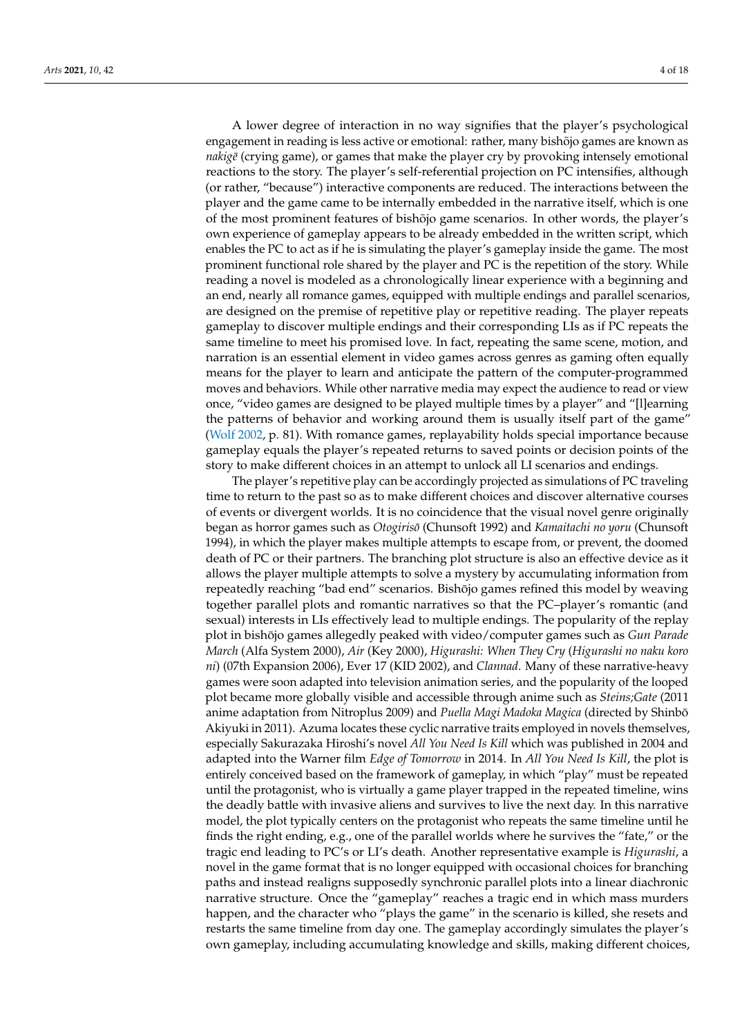A lower degree of interaction in no way signifies that the player's psychological engagement in reading is less active or emotional: rather, many bishōjo games are known as *nakigē* (crying game), or games that make the player cry by provoking intensely emotional reactions to the story. The player's self-referential projection on PC intensifies, although (or rather, "because") interactive components are reduced. The interactions between the player and the game came to be internally embedded in the narrative itself, which is one of the most prominent features of bishōjo game scenarios. In other words, the player's own experience of gameplay appears to be already embedded in the written script, which enables the PC to act as if he is simulating the player's gameplay inside the game. The most prominent functional role shared by the player and PC is the repetition of the story. While reading a novel is modeled as a chronologically linear experience with a beginning and an end, nearly all romance games, equipped with multiple endings and parallel scenarios, are designed on the premise of repetitive play or repetitive reading. The player repeats gameplay to discover multiple endings and their corresponding LIs as if PC repeats the same timeline to meet his promised love. In fact, repeating the same scene, motion, and narration is an essential element in video games across genres as gaming often equally means for the player to learn and anticipate the pattern of the computer-programmed moves and behaviors. While other narrative media may expect the audience to read or view once, "video games are designed to be played multiple times by a player" and "[l]earning the patterns of behavior and working around them is usually itself part of the game" (Wolf 2002, p. 81). With romance games, replayability holds special importance because gameplay equals the player's repeated returns to saved points or decision points of the story to make different choices in an attempt to unlock all LI scenarios and endings.

The player's repetitive play can be accordingly projected as simulations of PC traveling time to return to the past so as to make different choices and discover alternative courses of events or divergent worlds. It is no coincidence that the visual novel genre originally began as horror games such as *Otogirisō* (Chunsoft 1992) and *Kamaitachi no yoru* (Chunsoft 1994), in which the player makes multiple attempts to escape from, or prevent, the doomed death of PC or their partners. The branching plot structure is also an effective device as it allows the player multiple attempts to solve a mystery by accumulating information from repeatedly reaching "bad end" scenarios. Bishōjo games refined this model by weaving together parallel plots and romantic narratives so that the PC–player's romantic (and sexual) interests in LIs effectively lead to multiple endings. The popularity of the replay plot in bishōjo games allegedly peaked with video/computer games such as *Gun Parade March* (Alfa System 2000), *Air* (Key 2000), *Higurashi: When They Cry* (*Higurashi no naku koro ni*) (07th Expansion 2006), Ever 17 (KID 2002), and *Clannad*. Many of these narrative-heavy games were soon adapted into television animation series, and the popularity of the looped plot became more globally visible and accessible through anime such as *Steins;Gate* (2011 anime adaptation from Nitroplus 2009) and *Puella Magi Madoka Magica* (directed by Shinbō Akiyuki in 2011). Azuma locates these cyclic narrative traits employed in novels themselves, especially Sakurazaka Hiroshi's novel *All You Need Is Kill* which was published in 2004 and adapted into the Warner film *Edge of Tomorrow* in 2014. In *All You Need Is Kill*, the plot is entirely conceived based on the framework of gameplay, in which "play" must be repeated until the protagonist, who is virtually a game player trapped in the repeated timeline, wins the deadly battle with invasive aliens and survives to live the next day. In this narrative model, the plot typically centers on the protagonist who repeats the same timeline until he finds the right ending, e.g., one of the parallel worlds where he survives the "fate," or the tragic end leading to PC's or LI's death. Another representative example is *Higurashi*, a novel in the game format that is no longer equipped with occasional choices for branching paths and instead realigns supposedly synchronic parallel plots into a linear diachronic narrative structure. Once the "gameplay" reaches a tragic end in which mass murders happen, and the character who "plays the game" in the scenario is killed, she resets and restarts the same timeline from day one. The gameplay accordingly simulates the player's own gameplay, including accumulating knowledge and skills, making different choices,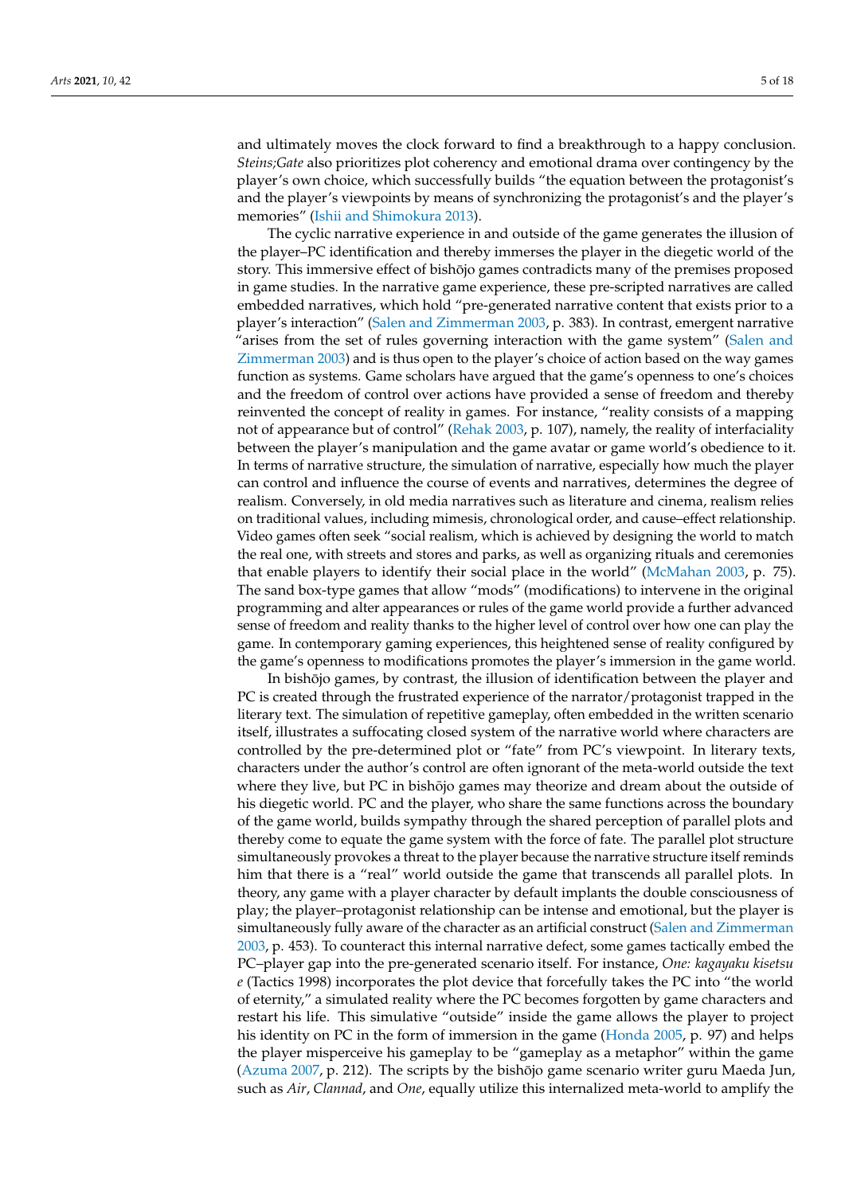and ultimately moves the clock forward to find a breakthrough to a happy conclusion. *Steins;Gate* also prioritizes plot coherency and emotional drama over contingency by the player's own choice, which successfully builds "the equation between the protagonist's and the player's viewpoints by means of synchronizing the protagonist's and the player's memories" (Ishii and Shimokura 2013).

The cyclic narrative experience in and outside of the game generates the illusion of the player–PC identification and thereby immerses the player in the diegetic world of the story. This immersive effect of bishōjo games contradicts many of the premises proposed in game studies. In the narrative game experience, these pre-scripted narratives are called embedded narratives, which hold "pre-generated narrative content that exists prior to a player's interaction" (Salen and Zimmerman 2003, p. 383). In contrast, emergent narrative "arises from the set of rules governing interaction with the game system" (Salen and Zimmerman 2003) and is thus open to the player's choice of action based on the way games function as systems. Game scholars have argued that the game's openness to one's choices and the freedom of control over actions have provided a sense of freedom and thereby reinvented the concept of reality in games. For instance, "reality consists of a mapping not of appearance but of control" (Rehak 2003, p. 107), namely, the reality of interfaciality between the player's manipulation and the game avatar or game world's obedience to it. In terms of narrative structure, the simulation of narrative, especially how much the player can control and influence the course of events and narratives, determines the degree of realism. Conversely, in old media narratives such as literature and cinema, realism relies on traditional values, including mimesis, chronological order, and cause–effect relationship. Video games often seek "social realism, which is achieved by designing the world to match the real one, with streets and stores and parks, as well as organizing rituals and ceremonies that enable players to identify their social place in the world" (McMahan 2003, p. 75). The sand box-type games that allow "mods" (modifications) to intervene in the original programming and alter appearances or rules of the game world provide a further advanced sense of freedom and reality thanks to the higher level of control over how one can play the game. In contemporary gaming experiences, this heightened sense of reality configured by the game's openness to modifications promotes the player's immersion in the game world.

In bishōjo games, by contrast, the illusion of identification between the player and PC is created through the frustrated experience of the narrator/protagonist trapped in the literary text. The simulation of repetitive gameplay, often embedded in the written scenario itself, illustrates a suffocating closed system of the narrative world where characters are controlled by the pre-determined plot or "fate" from PC's viewpoint. In literary texts, characters under the author's control are often ignorant of the meta-world outside the text where they live, but PC in bishōjo games may theorize and dream about the outside of his diegetic world. PC and the player, who share the same functions across the boundary of the game world, builds sympathy through the shared perception of parallel plots and thereby come to equate the game system with the force of fate. The parallel plot structure simultaneously provokes a threat to the player because the narrative structure itself reminds him that there is a "real" world outside the game that transcends all parallel plots. In theory, any game with a player character by default implants the double consciousness of play; the player–protagonist relationship can be intense and emotional, but the player is simultaneously fully aware of the character as an artificial construct (Salen and Zimmerman 2003, p. 453). To counteract this internal narrative defect, some games tactically embed the PC–player gap into the pre-generated scenario itself. For instance, *One: kagayaku kisetsu e* (Tactics 1998) incorporates the plot device that forcefully takes the PC into "the world of eternity," a simulated reality where the PC becomes forgotten by game characters and restart his life. This simulative "outside" inside the game allows the player to project his identity on PC in the form of immersion in the game (Honda 2005, p. 97) and helps the player misperceive his gameplay to be "gameplay as a metaphor" within the game (Azuma 2007, p. 212). The scripts by the bishōjo game scenario writer guru Maeda Jun, such as *Air*, *Clannad*, and *One*, equally utilize this internalized meta-world to amplify the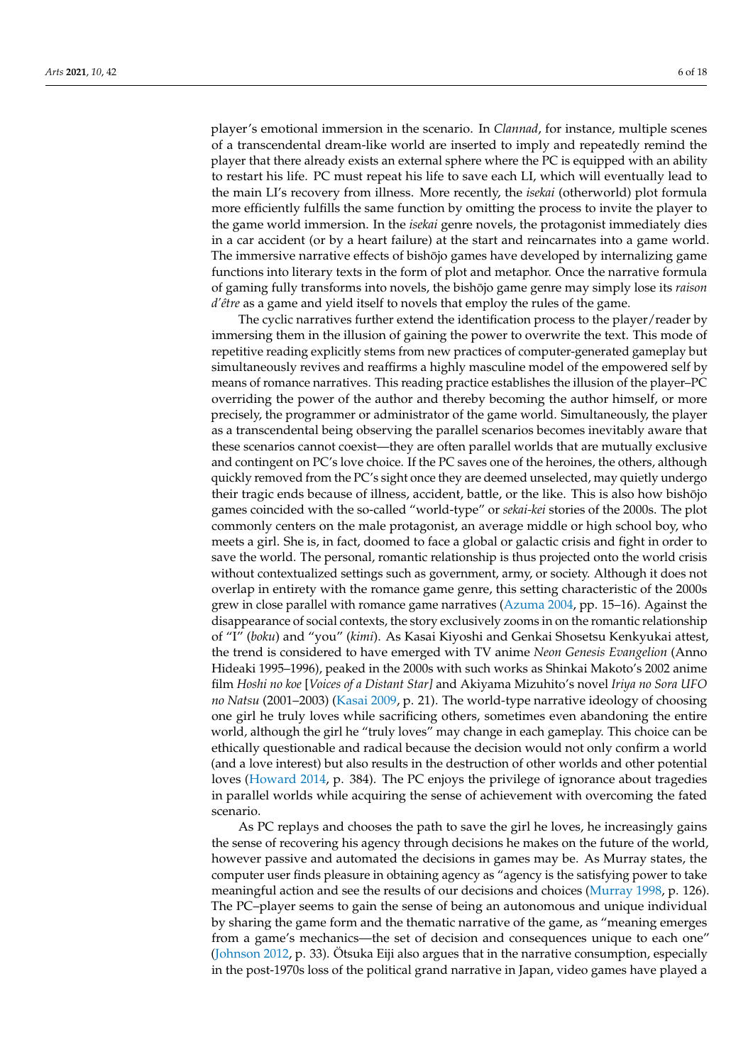player's emotional immersion in the scenario. In *Clannad*, for instance, multiple scenes of a transcendental dream-like world are inserted to imply and repeatedly remind the player that there already exists an external sphere where the PC is equipped with an ability to restart his life. PC must repeat his life to save each LI, which will eventually lead to the main LI's recovery from illness. More recently, the *isekai* (otherworld) plot formula more efficiently fulfills the same function by omitting the process to invite the player to the game world immersion. In the *isekai* genre novels, the protagonist immediately dies in a car accident (or by a heart failure) at the start and reincarnates into a game world. The immersive narrative effects of bishōjo games have developed by internalizing game functions into literary texts in the form of plot and metaphor. Once the narrative formula of gaming fully transforms into novels, the bishōjo game genre may simply lose its *raison d'être* as a game and yield itself to novels that employ the rules of the game.

The cyclic narratives further extend the identification process to the player/reader by immersing them in the illusion of gaining the power to overwrite the text. This mode of repetitive reading explicitly stems from new practices of computer-generated gameplay but simultaneously revives and reaffirms a highly masculine model of the empowered self by means of romance narratives. This reading practice establishes the illusion of the player–PC overriding the power of the author and thereby becoming the author himself, or more precisely, the programmer or administrator of the game world. Simultaneously, the player as a transcendental being observing the parallel scenarios becomes inevitably aware that these scenarios cannot coexist—they are often parallel worlds that are mutually exclusive and contingent on PC's love choice. If the PC saves one of the heroines, the others, although quickly removed from the PC's sight once they are deemed unselected, may quietly undergo their tragic ends because of illness, accident, battle, or the like. This is also how bishōjo games coincided with the so-called "world-type" or *sekai-kei* stories of the 2000s. The plot commonly centers on the male protagonist, an average middle or high school boy, who meets a girl. She is, in fact, doomed to face a global or galactic crisis and fight in order to save the world. The personal, romantic relationship is thus projected onto the world crisis without contextualized settings such as government, army, or society. Although it does not overlap in entirety with the romance game genre, this setting characteristic of the 2000s grew in close parallel with romance game narratives (Azuma 2004, pp. 15–16). Against the disappearance of social contexts, the story exclusively zooms in on the romantic relationship of "I" (*boku*) and "you" (*kimi*). As Kasai Kiyoshi and Genkai Shosetsu Kenkyukai attest, the trend is considered to have emerged with TV anime *Neon Genesis Evangelion* (Anno Hideaki 1995–1996), peaked in the 2000s with such works as Shinkai Makoto's 2002 anime film *Hoshi no koe* [*Voices of a Distant Star]* and Akiyama Mizuhito's novel *Iriya no Sora UFO no Natsu* (2001–2003) (Kasai 2009, p. 21). The world-type narrative ideology of choosing one girl he truly loves while sacrificing others, sometimes even abandoning the entire world, although the girl he "truly loves" may change in each gameplay. This choice can be ethically questionable and radical because the decision would not only confirm a world (and a love interest) but also results in the destruction of other worlds and other potential loves (Howard 2014, p. 384). The PC enjoys the privilege of ignorance about tragedies in parallel worlds while acquiring the sense of achievement with overcoming the fated scenario.

As PC replays and chooses the path to save the girl he loves, he increasingly gains the sense of recovering his agency through decisions he makes on the future of the world, however passive and automated the decisions in games may be. As Murray states, the computer user finds pleasure in obtaining agency as "agency is the satisfying power to take meaningful action and see the results of our decisions and choices (Murray 1998, p. 126). The PC–player seems to gain the sense of being an autonomous and unique individual by sharing the game form and the thematic narrative of the game, as "meaning emerges from a game's mechanics—the set of decision and consequences unique to each one" (Johnson 2012, p. 33). Ōtsuka Eiji also argues that in the narrative consumption, especially in the post-1970s loss of the political grand narrative in Japan, video games have played a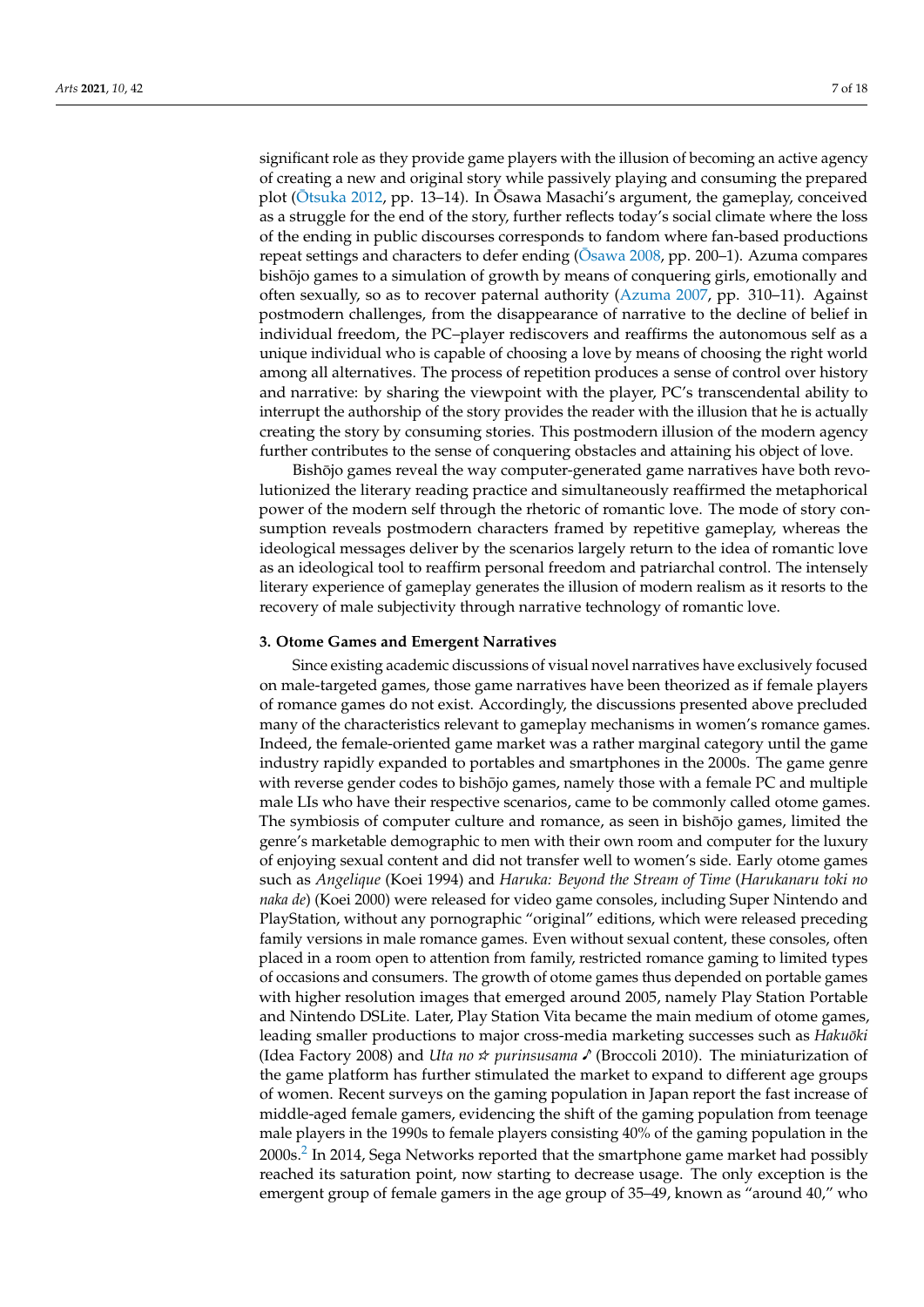significant role as they provide game players with the illusion of becoming an active agency of creating a new and original story while passively playing and consuming the prepared plot (Ōtsuka 2012, pp. 13–14). In Ōsawa Masachi's argument, the gameplay, conceived as a struggle for the end of the story, further reflects today's social climate where the loss of the ending in public discourses corresponds to fandom where fan-based productions repeat settings and characters to defer ending (Ōsawa 2008, pp. 200–1). Azuma compares bishōjo games to a simulation of growth by means of conquering girls, emotionally and often sexually, so as to recover paternal authority (Azuma 2007, pp. 310–11). Against postmodern challenges, from the disappearance of narrative to the decline of belief in individual freedom, the PC–player rediscovers and reaffirms the autonomous self as a unique individual who is capable of choosing a love by means of choosing the right world among all alternatives. The process of repetition produces a sense of control over history and narrative: by sharing the viewpoint with the player, PC's transcendental ability to interrupt the authorship of the story provides the reader with the illusion that he is actually creating the story by consuming stories. This postmodern illusion of the modern agency further contributes to the sense of conquering obstacles and attaining his object of love.

Bishōjo games reveal the way computer-generated game narratives have both revolutionized the literary reading practice and simultaneously reaffirmed the metaphorical power of the modern self through the rhetoric of romantic love. The mode of story consumption reveals postmodern characters framed by repetitive gameplay, whereas the ideological messages deliver by the scenarios largely return to the idea of romantic love as an ideological tool to reaffirm personal freedom and patriarchal control. The intensely literary experience of gameplay generates the illusion of modern realism as it resorts to the recovery of male subjectivity through narrative technology of romantic love.

## 3. Otome Games and Emergent Narratives

Since existing academic discussions of visual novel narratives have exclusively focused on male-targeted games, those game narratives have been theorized as if female players of romance games do not exist. Accordingly, the discussions presented above precluded many of the characteristics relevant to gameplay mechanisms in women's romance games. Indeed, the female-oriented game market was a rather marginal category until the game industry rapidly expanded to portables and smartphones in the 2000s. The game genre with reverse gender codes to bishōjo games, namely those with a female PC and multiple male LIs who have their respective scenarios, came to be commonly called otome games. The symbiosis of computer culture and romance, as seen in bishōjo games, limited the genre's marketable demographic to men with their own room and computer for the luxury of enjoying sexual content and did not transfer well to women's side. Early otome games such as *Angelique* (Koei 1994) and *Haruka: Beyond the Stream of Time* (*Harukanaru toki no naka de*) (Koei 2000) were released for video game consoles, including Super Nintendo and PlayStation, without any pornographic "original" editions, which were released preceding family versions in male romance games. Even without sexual content, these consoles, often placed in a room open to attention from family, restricted romance gaming to limited types of occasions and consumers. The growth of otome games thus depended on portable games with higher resolution images that emerged around 2005, namely Play Station Portable and Nintendo DSLite. Later, Play Station Vita became the main medium of otome games, leading smaller productions to major cross-media marketing successes such as *Hakuōki* (Idea Factory 2008) and *Uta no ☆ purinsusama ♪* (Broccoli 2010). The miniaturization of the game platform has further stimulated the market to expand to different age groups of women. Recent surveys on the gaming population in Japan report the fast increase of middle-aged female gamers, evidencing the shift of the gaming population from teenage male players in the 1990s to female players consisting 40% of the gaming population in the 2000s.[2] In 2014, Sega Networks reported that the smartphone game market had possibly reached its saturation point, now starting to decrease usage. The only exception is the emergent group of female gamers in the age group of 35–49, known as "around 40," who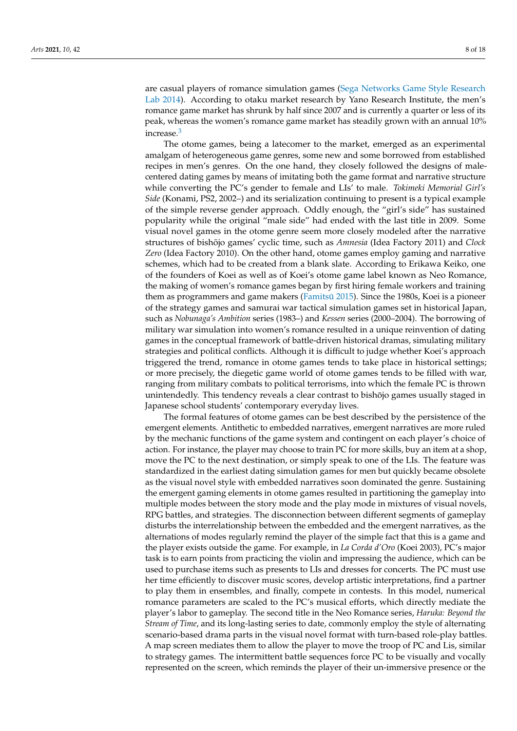are casual players of romance simulation games (Sega Networks Game Style Research Lab 2014). According to otaku market research by Yano Research Institute, the men's romance game market has shrunk by half since 2007 and is currently a quarter or less of its peak, whereas the women's romance game market has steadily grown with an annual 10% increase.[3]

The otome games, being a latecomer to the market, emerged as an experimental amalgam of heterogeneous game genres, some new and some borrowed from established recipes in men's genres. On the one hand, they closely followed the designs of male-centered dating games by means of imitating both the game format and narrative structure while converting the PC's gender to female and LIs' to male. *Tokimeki Memorial Girl's Side* (Konami, PS2, 2002–) and its serialization continuing to present is a typical example of the simple reverse gender approach. Oddly enough, the "girl's side" has sustained popularity while the original "male side" had ended with the last title in 2009. Some visual novel games in the otome genre seem more closely modeled after the narrative structures of bishōjo games' cyclic time, such as *Amnesia* (Idea Factory 2011) and *Clock Zero* (Idea Factory 2010). On the other hand, otome games employ gaming and narrative schemes, which had to be created from a blank slate. According to Erikawa Keiko, one of the founders of Koei as well as of Koei's otome game label known as Neo Romance, the making of women's romance games began by first hiring female workers and training them as programmers and game makers (Famitsū 2015). Since the 1980s, Koei is a pioneer of the strategy games and samurai war tactical simulation games set in historical Japan, such as *Nobunaga's Ambition* series (1983–) and *Kessen* series (2000–2004). The borrowing of military war simulation into women's romance resulted in a unique reinvention of dating games in the conceptual framework of battle-driven historical dramas, simulating military strategies and political conflicts. Although it is difficult to judge whether Koei's approach triggered the trend, romance in otome games tends to take place in historical settings; or more precisely, the diegetic game world of otome games tends to be filled with war, ranging from military combats to political terrorisms, into which the female PC is thrown unintendedly. This tendency reveals a clear contrast to bishōjo games usually staged in Japanese school students' contemporary everyday lives.

The formal features of otome games can be best described by the persistence of the emergent elements. Antithetic to embedded narratives, emergent narratives are more ruled by the mechanic functions of the game system and contingent on each player's choice of action. For instance, the player may choose to train PC for more skills, buy an item at a shop, move the PC to the next destination, or simply speak to one of the LIs. The feature was standardized in the earliest dating simulation games for men but quickly became obsolete as the visual novel style with embedded narratives soon dominated the genre. Sustaining the emergent gaming elements in otome games resulted in partitioning the gameplay into multiple modes between the story mode and the play mode in mixtures of visual novels, RPG battles, and strategies. The disconnection between different segments of gameplay disturbs the interrelationship between the embedded and the emergent narratives, as the alternations of modes regularly remind the player of the simple fact that this is a game and the player exists outside the game. For example, in *La Corda d'Oro* (Koei 2003), PC's major task is to earn points from practicing the violin and impressing the audience, which can be used to purchase items such as presents to LIs and dresses for concerts. The PC must use her time efficiently to discover music scores, develop artistic interpretations, find a partner to play them in ensembles, and finally, compete in contests. In this model, numerical romance parameters are scaled to the PC's musical efforts, which directly mediate the player's labor to gameplay. The second title in the Neo Romance series, *Haruka: Beyond the Stream of Time*, and its long-lasting series to date, commonly employ the style of alternating scenario-based drama parts in the visual novel format with turn-based role-play battles. A map screen mediates them to allow the player to move the troop of PC and Lis, similar to strategy games. The intermittent battle sequences force PC to be visually and vocally represented on the screen, which reminds the player of their un-immersive presence or the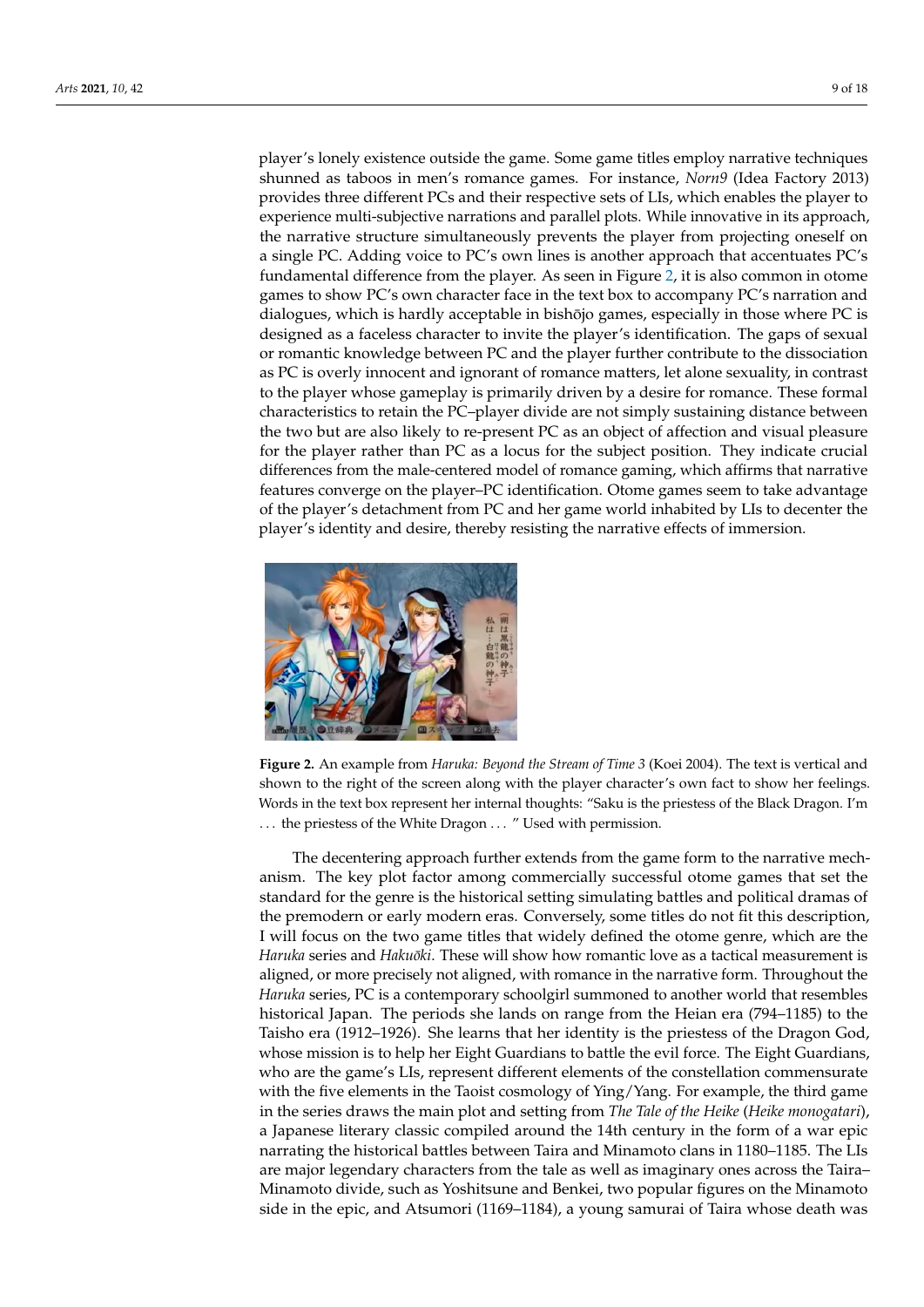player's lonely existence outside the game. Some game titles employ narrative techniques shunned as taboos in men's romance games. For instance, *Norn9* (Idea Factory 2013) provides three different PCs and their respective sets of LIs, which enables the player to experience multi-subjective narrations and parallel plots. While innovative in its approach, the narrative structure simultaneously prevents the player from projecting oneself on a single PC. Adding voice to PC's own lines is another approach that accentuates PC's fundamental difference from the player. As seen in Figure 2, it is also common in otome games to show PC's own character face in the text box to accompany PC's narration and dialogues, which is hardly acceptable in bishōjo games, especially in those where PC is designed as a faceless character to invite the player's identification. The gaps of sexual or romantic knowledge between PC and the player further contribute to the dissociation as PC is overly innocent and ignorant of romance matters, let alone sexuality, in contrast to the player whose gameplay is primarily driven by a desire for romance. These formal characteristics to retain the PC–player divide are not simply sustaining distance between the two but are also likely to re-present PC as an object of affection and visual pleasure for the player rather than PC as a locus for the subject position. They indicate crucial differences from the male-centered model of romance gaming, which affirms that narrative features converge on the player–PC identification. Otome games seem to take advantage of the player's detachment from PC and her game world inhabited by LIs to decenter the player's identity and desire, thereby resisting the narrative effects of immersion.

**Figure 2.** An example from *Haruka: Beyond the Stream of Time 3* (Koei 2004). The text is vertical and shown to the right of the screen along with the player character's own fact to show her feelings. Words in the text box represent her internal thoughts: "Saku is the priestess of the Black Dragon. I'm . . . the priestess of the White Dragon . . . " Used with permission.

The decentering approach further extends from the game form to the narrative mechanism. The key plot factor among commercially successful otome games that set the standard for the genre is the historical setting simulating battles and political dramas of the premodern or early modern eras. Conversely, some titles do not fit this description, I will focus on the two game titles that widely defined the otome genre, which are the *Haruka* series and *Hakuōki*. These will show how romantic love as a tactical measurement is aligned, or more precisely not aligned, with romance in the narrative form. Throughout the *Haruka* series, PC is a contemporary schoolgirl summoned to another world that resembles historical Japan. The periods she lands on range from the Heian era (794–1185) to the Taisho era (1912–1926). She learns that her identity is the priestess of the Dragon God, whose mission is to help her Eight Guardians to battle the evil force. The Eight Guardians, who are the game's LIs, represent different elements of the constellation commensurate with the five elements in the Taoist cosmology of Ying/Yang. For example, the third game in the series draws the main plot and setting from *The Tale of the Heike* (*Heike monogatari*), a Japanese literary classic compiled around the 14th century in the form of a war epic narrating the historical battles between Taira and Minamoto clans in 1180–1185. The LIs are major legendary characters from the tale as well as imaginary ones across the Taira–Minamoto divide, such as Yoshitsune and Benkei, two popular figures on the Minamoto side in the epic, and Atsumori (1169–1184), a young samurai of Taira whose death was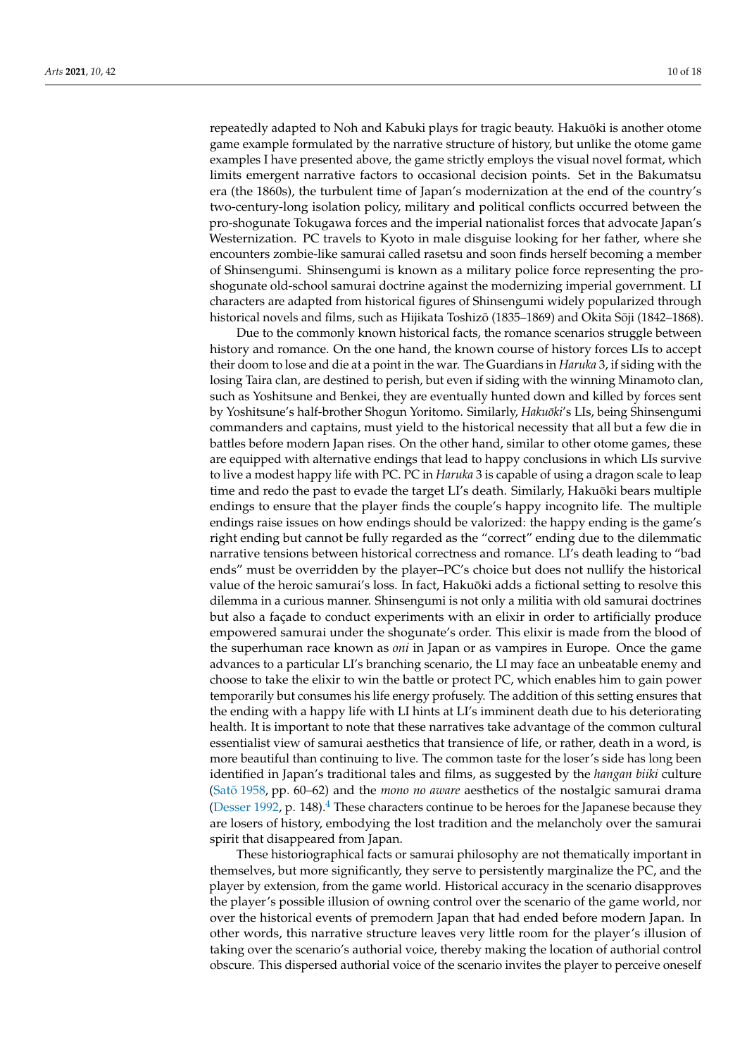repeatedly adapted to Noh and Kabuki plays for tragic beauty. Hakuōki is another otome game example formulated by the narrative structure of history, but unlike the otome game examples I have presented above, the game strictly employs the visual novel format, which limits emergent narrative factors to occasional decision points. Set in the Bakumatsu era (the 1860s), the turbulent time of Japan's modernization at the end of the country's two-century-long isolation policy, military and political conflicts occurred between the pro-shogunate Tokugawa forces and the imperial nationalist forces that advocate Japan's Westernization. PC travels to Kyoto in male disguise looking for her father, where she encounters zombie-like samurai called rasetsu and soon finds herself becoming a member of Shinsengumi. Shinsengumi is known as a military police force representing the pro-shogunate old-school samurai doctrine against the modernizing imperial government. LI characters are adapted from historical figures of Shinsengumi widely popularized through historical novels and films, such as Hijikata Toshizō (1835–1869) and Okita Sōji (1842–1868).

Due to the commonly known historical facts, the romance scenarios struggle between history and romance. On the one hand, the known course of history forces LIs to accept their doom to lose and die at a point in the war. The Guardians in *Haruka* 3, if siding with the losing Taira clan, are destined to perish, but even if siding with the winning Minamoto clan, such as Yoshitsune and Benkei, they are eventually hunted down and killed by forces sent by Yoshitsune's half-brother Shogun Yoritomo. Similarly, *Hakuōki*'s LIs, being Shinsengumi commanders and captains, must yield to the historical necessity that all but a few die in battles before modern Japan rises. On the other hand, similar to other otome games, these are equipped with alternative endings that lead to happy conclusions in which LIs survive to live a modest happy life with PC. PC in *Haruka* 3 is capable of using a dragon scale to leap time and redo the past to evade the target LI's death. Similarly, Hakuōki bears multiple endings to ensure that the player finds the couple's happy incognito life. The multiple endings raise issues on how endings should be valorized: the happy ending is the game's right ending but cannot be fully regarded as the "correct" ending due to the dilemmatic narrative tensions between historical correctness and romance. LI's death leading to "bad ends" must be overridden by the player–PC's choice but does not nullify the historical value of the heroic samurai's loss. In fact, Hakuōki adds a fictional setting to resolve this dilemma in a curious manner. Shinsengumi is not only a militia with old samurai doctrines but also a façade to conduct experiments with an elixir in order to artificially produce empowered samurai under the shogunate's order. This elixir is made from the blood of the superhuman race known as *oni* in Japan or as vampires in Europe. Once the game advances to a particular LI's branching scenario, the LI may face an unbeatable enemy and choose to take the elixir to win the battle or protect PC, which enables him to gain power temporarily but consumes his life energy profusely. The addition of this setting ensures that the ending with a happy life with LI hints at LI's imminent death due to his deteriorating health. It is important to note that these narratives take advantage of the common cultural essentialist view of samurai aesthetics that transience of life, or rather, death in a word, is more beautiful than continuing to live. The common taste for the loser's side has long been identified in Japan's traditional tales and films, as suggested by the *hangan biiki* culture (Satō 1958, pp. 60–62) and the *mono no aware* aesthetics of the nostalgic samurai drama (Desser 1992, p. 148).[4] These characters continue to be heroes for the Japanese because they are losers of history, embodying the lost tradition and the melancholy over the samurai spirit that disappeared from Japan.

These historiographical facts or samurai philosophy are not thematically important in themselves, but more significantly, they serve to persistently marginalize the PC, and the player by extension, from the game world. Historical accuracy in the scenario disapproves the player's possible illusion of owning control over the scenario of the game world, nor over the historical events of premodern Japan that had ended before modern Japan. In other words, this narrative structure leaves very little room for the player's illusion of taking over the scenario's authorial voice, thereby making the location of authorial control obscure. This dispersed authorial voice of the scenario invites the player to perceive oneself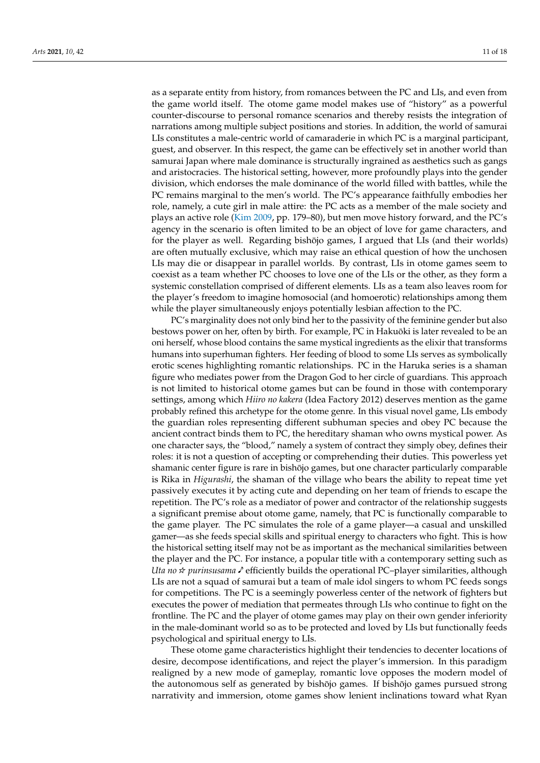as a separate entity from history, from romances between the PC and LIs, and even from the game world itself. The otome game model makes use of "history" as a powerful counter-discourse to personal romance scenarios and thereby resists the integration of narrations among multiple subject positions and stories. In addition, the world of samurai LIs constitutes a male-centric world of camaraderie in which PC is a marginal participant, guest, and observer. In this respect, the game can be effectively set in another world than samurai Japan where male dominance is structurally ingrained as aesthetics such as gangs and aristocracies. The historical setting, however, more profoundly plays into the gender division, which endorses the male dominance of the world filled with battles, while the PC remains marginal to the men's world. The PC's appearance faithfully embodies her role, namely, a cute girl in male attire: the PC acts as a member of the male society and plays an active role (Kim 2009, pp. 179–80), but men move history forward, and the PC's agency in the scenario is often limited to be an object of love for game characters, and for the player as well. Regarding bishōjo games, I argued that LIs (and their worlds) are often mutually exclusive, which may raise an ethical question of how the unchosen LIs may die or disappear in parallel worlds. By contrast, LIs in otome games seem to coexist as a team whether PC chooses to love one of the LIs or the other, as they form a systemic constellation comprised of different elements. LIs as a team also leaves room for the player's freedom to imagine homosocial (and homoerotic) relationships among them while the player simultaneously enjoys potentially lesbian affection to the PC.

PC's marginality does not only bind her to the passivity of the feminine gender but also bestows power on her, often by birth. For example, PC in Hakuōki is later revealed to be an oni herself, whose blood contains the same mystical ingredients as the elixir that transforms humans into superhuman fighters. Her feeding of blood to some LIs serves as symbolically erotic scenes highlighting romantic relationships. PC in the Haruka series is a shaman figure who mediates power from the Dragon God to her circle of guardians. This approach is not limited to historical otome games but can be found in those with contemporary settings, among which *Hiiro no kakera* (Idea Factory 2012) deserves mention as the game probably refined this archetype for the otome genre. In this visual novel game, LIs embody the guardian roles representing different subhuman species and obey PC because the ancient contract binds them to PC, the hereditary shaman who owns mystical power. As one character says, the "blood," namely a system of contract they simply obey, defines their roles: it is not a question of accepting or comprehending their duties. This powerless yet shamanic center figure is rare in bishōjo games, but one character particularly comparable is Rika in *Higurashi*, the shaman of the village who bears the ability to repeat time yet passively executes it by acting cute and depending on her team of friends to escape the repetition. The PC's role as a mediator of power and contractor of the relationship suggests a significant premise about otome game, namely, that PC is functionally comparable to the game player. The PC simulates the role of a game player—a casual and unskilled gamer—as she feeds special skills and spiritual energy to characters who fight. This is how the historical setting itself may not be as important as the mechanical similarities between the player and the PC. For instance, a popular title with a contemporary setting such as *Uta no ☆ purinsusama ♪* efficiently builds the operational PC–player similarities, although LIs are not a squad of samurai but a team of male idol singers to whom PC feeds songs for competitions. The PC is a seemingly powerless center of the network of fighters but executes the power of mediation that permeates through LIs who continue to fight on the frontline. The PC and the player of otome games may play on their own gender inferiority in the male-dominant world so as to be protected and loved by LIs but functionally feeds psychological and spiritual energy to LIs.

These otome game characteristics highlight their tendencies to decenter locations of desire, decompose identifications, and reject the player's immersion. In this paradigm realigned by a new mode of gameplay, romantic love opposes the modern model of the autonomous self as generated by bishōjo games. If bishōjo games pursued strong narrativity and immersion, otome games show lenient inclinations toward what Ryan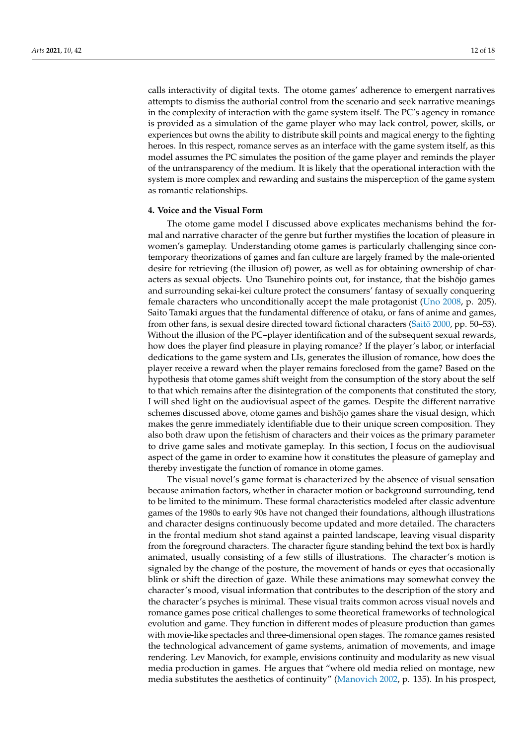calls interactivity of digital texts. The otome games' adherence to emergent narratives attempts to dismiss the authorial control from the scenario and seek narrative meanings in the complexity of interaction with the game system itself. The PC's agency in romance is provided as a simulation of the game player who may lack control, power, skills, or experiences but owns the ability to distribute skill points and magical energy to the fighting heroes. In this respect, romance serves as an interface with the game system itself, as this model assumes the PC simulates the position of the game player and reminds the player of the untransparency of the medium. It is likely that the operational interaction with the system is more complex and rewarding and sustains the misperception of the game system as romantic relationships.

## 4. Voice and the Visual Form

The otome game model I discussed above explicates mechanisms behind the formal and narrative character of the genre but further mystifies the location of pleasure in women's gameplay. Understanding otome games is particularly challenging since contemporary theorizations of games and fan culture are largely framed by the male-oriented desire for retrieving (the illusion of) power, as well as for obtaining ownership of characters as sexual objects. Uno Tsunehiro points out, for instance, that the bishōjo games and surrounding sekai-kei culture protect the consumers' fantasy of sexually conquering female characters who unconditionally accept the male protagonist (Uno 2008, p. 205). Saito Tamaki argues that the fundamental difference of otaku, or fans of anime and games, from other fans, is sexual desire directed toward fictional characters (Saitō 2000, pp. 50–53). Without the illusion of the PC–player identification and of the subsequent sexual rewards, how does the player find pleasure in playing romance? If the player's labor, or interfacial dedications to the game system and LIs, generates the illusion of romance, how does the player receive a reward when the player remains foreclosed from the game? Based on the hypothesis that otome games shift weight from the consumption of the story about the self to that which remains after the disintegration of the components that constituted the story, I will shed light on the audiovisual aspect of the games. Despite the different narrative schemes discussed above, otome games and bishōjo games share the visual design, which makes the genre immediately identifiable due to their unique screen composition. They also both draw upon the fetishism of characters and their voices as the primary parameter to drive game sales and motivate gameplay. In this section, I focus on the audiovisual aspect of the game in order to examine how it constitutes the pleasure of gameplay and thereby investigate the function of romance in otome games.

The visual novel's game format is characterized by the absence of visual sensation because animation factors, whether in character motion or background surrounding, tend to be limited to the minimum. These formal characteristics modeled after classic adventure games of the 1980s to early 90s have not changed their foundations, although illustrations and character designs continuously become updated and more detailed. The characters in the frontal medium shot stand against a painted landscape, leaving visual disparity from the foreground characters. The character figure standing behind the text box is hardly animated, usually consisting of a few stills of illustrations. The character's motion is signaled by the change of the posture, the movement of hands or eyes that occasionally blink or shift the direction of gaze. While these animations may somewhat convey the character's mood, visual information that contributes to the description of the story and the character's psyches is minimal. These visual traits common across visual novels and romance games pose critical challenges to some theoretical frameworks of technological evolution and game. They function in different modes of pleasure production than games with movie-like spectacles and three-dimensional open stages. The romance games resisted the technological advancement of game systems, animation of movements, and image rendering. Lev Manovich, for example, envisions continuity and modularity as new visual media production in games. He argues that "where old media relied on montage, new media substitutes the aesthetics of continuity" (Manovich 2002, p. 135). In his prospect,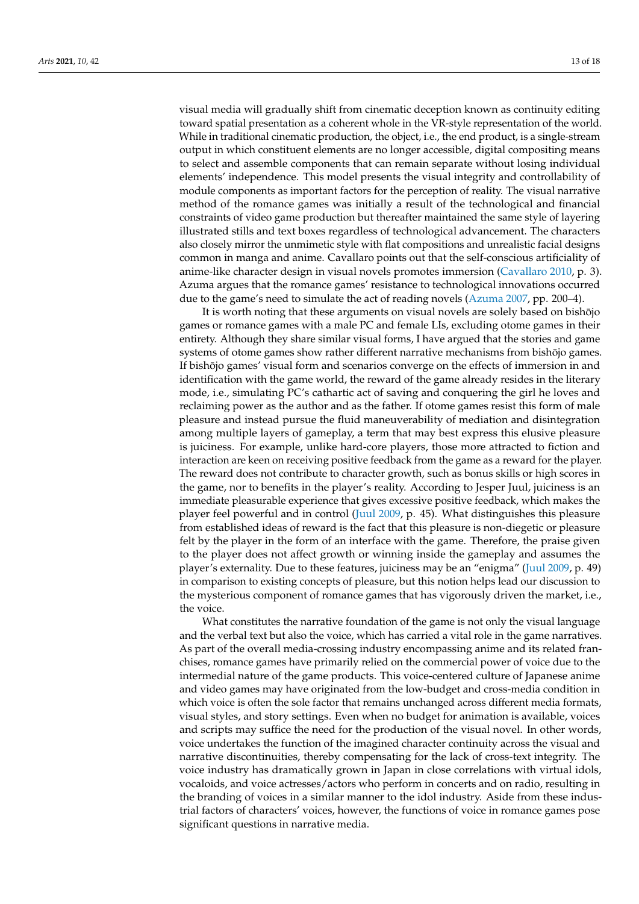visual media will gradually shift from cinematic deception known as continuity editing toward spatial presentation as a coherent whole in the VR-style representation of the world. While in traditional cinematic production, the object, i.e., the end product, is a single-stream output in which constituent elements are no longer accessible, digital compositing means to select and assemble components that can remain separate without losing individual elements' independence. This model presents the visual integrity and controllability of module components as important factors for the perception of reality. The visual narrative method of the romance games was initially a result of the technological and financial constraints of video game production but thereafter maintained the same style of layering illustrated stills and text boxes regardless of technological advancement. The characters also closely mirror the unmimetic style with flat compositions and unrealistic facial designs common in manga and anime. Cavallaro points out that the self-conscious artificiality of anime-like character design in visual novels promotes immersion (Cavallaro 2010, p. 3). Azuma argues that the romance games' resistance to technological innovations occurred due to the game's need to simulate the act of reading novels (Azuma 2007, pp. 200–4).

It is worth noting that these arguments on visual novels are solely based on bishōjo games or romance games with a male PC and female LIs, excluding otome games in their entirety. Although they share similar visual forms, I have argued that the stories and game systems of otome games show rather different narrative mechanisms from bishōjo games. If bishōjo games' visual form and scenarios converge on the effects of immersion in and identification with the game world, the reward of the game already resides in the literary mode, i.e., simulating PC's cathartic act of saving and conquering the girl he loves and reclaiming power as the author and as the father. If otome games resist this form of male pleasure and instead pursue the fluid maneuverability of mediation and disintegration among multiple layers of gameplay, a term that may best express this elusive pleasure is juiciness. For example, unlike hard-core players, those more attracted to fiction and interaction are keen on receiving positive feedback from the game as a reward for the player. The reward does not contribute to character growth, such as bonus skills or high scores in the game, nor to benefits in the player's reality. According to Jesper Juul, juiciness is an immediate pleasurable experience that gives excessive positive feedback, which makes the player feel powerful and in control (Juul 2009, p. 45). What distinguishes this pleasure from established ideas of reward is the fact that this pleasure is non-diegetic or pleasure felt by the player in the form of an interface with the game. Therefore, the praise given to the player does not affect growth or winning inside the gameplay and assumes the player's externality. Due to these features, juiciness may be an "enigma" (Juul 2009, p. 49) in comparison to existing concepts of pleasure, but this notion helps lead our discussion to the mysterious component of romance games that has vigorously driven the market, i.e., the voice.

What constitutes the narrative foundation of the game is not only the visual language and the verbal text but also the voice, which has carried a vital role in the game narratives. As part of the overall media-crossing industry encompassing anime and its related franchises, romance games have primarily relied on the commercial power of voice due to the intermedial nature of the game products. This voice-centered culture of Japanese anime and video games may have originated from the low-budget and cross-media condition in which voice is often the sole factor that remains unchanged across different media formats, visual styles, and story settings. Even when no budget for animation is available, voices and scripts may suffice the need for the production of the visual novel. In other words, voice undertakes the function of the imagined character continuity across the visual and narrative discontinuities, thereby compensating for the lack of cross-text integrity. The voice industry has dramatically grown in Japan in close correlations with virtual idols, vocaloids, and voice actresses/actors who perform in concerts and on radio, resulting in the branding of voices in a similar manner to the idol industry. Aside from these industrial factors of characters' voices, however, the functions of voice in romance games pose significant questions in narrative media.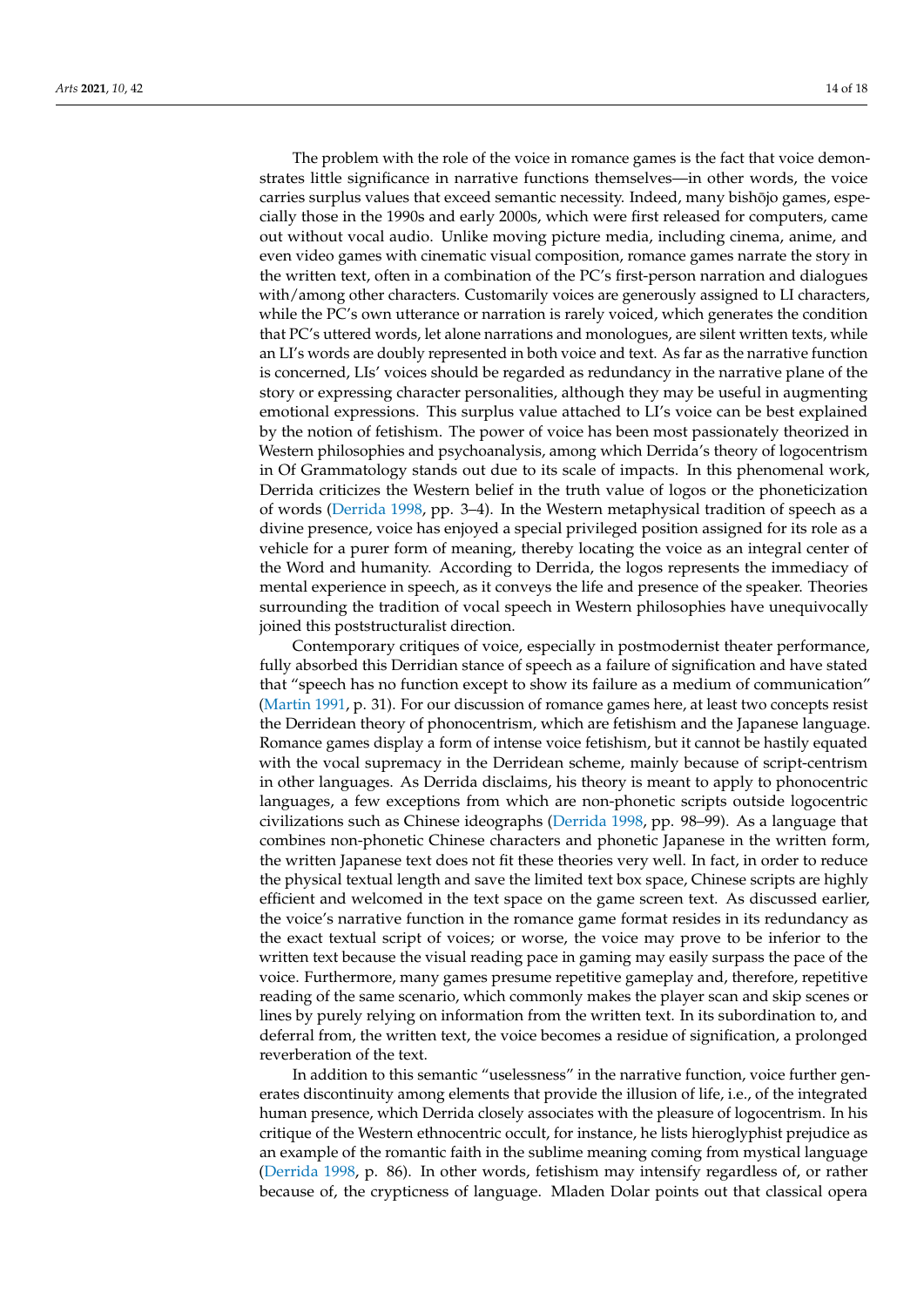The problem with the role of the voice in romance games is the fact that voice demonstrates little significance in narrative functions themselves—in other words, the voice carries surplus values that exceed semantic necessity. Indeed, many bishōjo games, especially those in the 1990s and early 2000s, which were first released for computers, came out without vocal audio. Unlike moving picture media, including cinema, anime, and even video games with cinematic visual composition, romance games narrate the story in the written text, often in a combination of the PC's first-person narration and dialogues with/among other characters. Customarily voices are generously assigned to LI characters, while the PC's own utterance or narration is rarely voiced, which generates the condition that PC's uttered words, let alone narrations and monologues, are silent written texts, while an LI's words are doubly represented in both voice and text. As far as the narrative function is concerned, LIs' voices should be regarded as redundancy in the narrative plane of the story or expressing character personalities, although they may be useful in augmenting emotional expressions. This surplus value attached to LI's voice can be best explained by the notion of fetishism. The power of voice has been most passionately theorized in Western philosophies and psychoanalysis, among which Derrida's theory of logocentrism in Of Grammatology stands out due to its scale of impacts. In this phenomenal work, Derrida criticizes the Western belief in the truth value of logos or the phoneticization of words (Derrida 1998, pp. 3–4). In the Western metaphysical tradition of speech as a divine presence, voice has enjoyed a special privileged position assigned for its role as a vehicle for a purer form of meaning, thereby locating the voice as an integral center of the Word and humanity. According to Derrida, the logos represents the immediacy of mental experience in speech, as it conveys the life and presence of the speaker. Theories surrounding the tradition of vocal speech in Western philosophies have unequivocally joined this poststructuralist direction.

Contemporary critiques of voice, especially in postmodernist theater performance, fully absorbed this Derridian stance of speech as a failure of signification and have stated that "speech has no function except to show its failure as a medium of communication" (Martin 1991, p. 31). For our discussion of romance games here, at least two concepts resist the Derridean theory of phonocentrism, which are fetishism and the Japanese language. Romance games display a form of intense voice fetishism, but it cannot be hastily equated with the vocal supremacy in the Derridean scheme, mainly because of script-centrism in other languages. As Derrida disclaims, his theory is meant to apply to phonocentric languages, a few exceptions from which are non-phonetic scripts outside logocentric civilizations such as Chinese ideographs (Derrida 1998, pp. 98–99). As a language that combines non-phonetic Chinese characters and phonetic Japanese in the written form, the written Japanese text does not fit these theories very well. In fact, in order to reduce the physical textual length and save the limited text box space, Chinese scripts are highly efficient and welcomed in the text space on the game screen text. As discussed earlier, the voice's narrative function in the romance game format resides in its redundancy as the exact textual script of voices; or worse, the voice may prove to be inferior to the written text because the visual reading pace in gaming may easily surpass the pace of the voice. Furthermore, many games presume repetitive gameplay and, therefore, repetitive reading of the same scenario, which commonly makes the player scan and skip scenes or lines by purely relying on information from the written text. In its subordination to, and deferral from, the written text, the voice becomes a residue of signification, a prolonged reverberation of the text.

In addition to this semantic "uselessness" in the narrative function, voice further generates discontinuity among elements that provide the illusion of life, i.e., of the integrated human presence, which Derrida closely associates with the pleasure of logocentrism. In his critique of the Western ethnocentric occult, for instance, he lists hieroglyphist prejudice as an example of the romantic faith in the sublime meaning coming from mystical language (Derrida 1998, p. 86). In other words, fetishism may intensify regardless of, or rather because of, the crypticness of language. Mladen Dolar points out that classical opera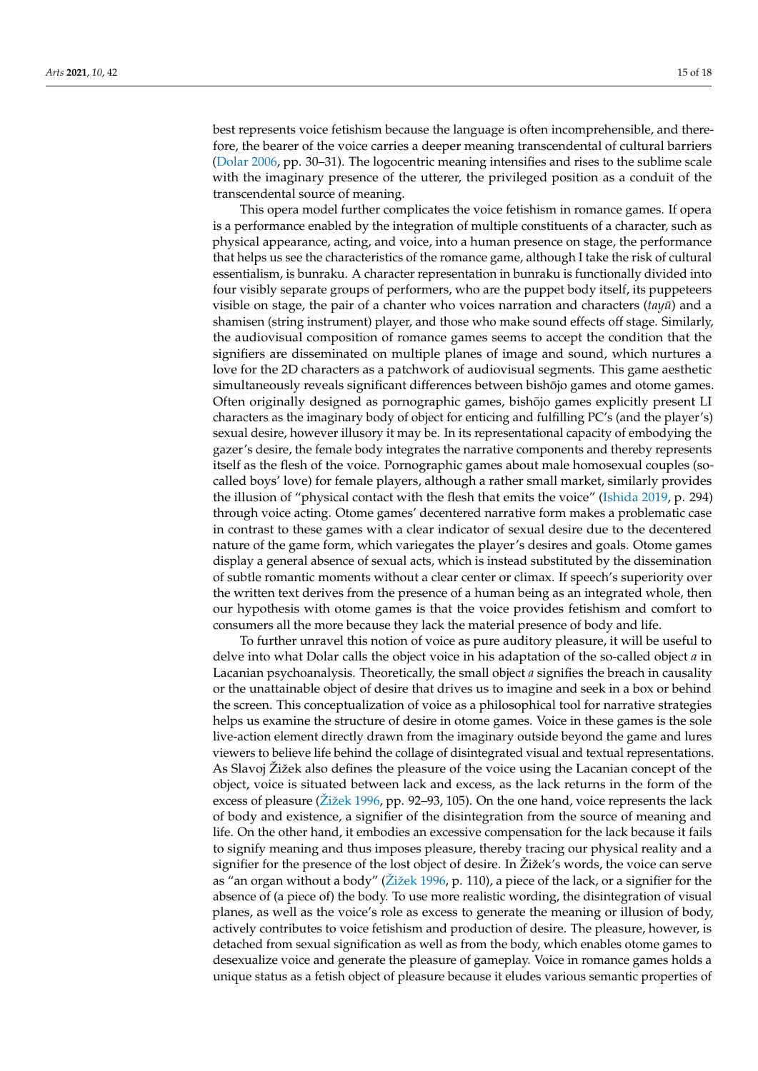best represents voice fetishism because the language is often incomprehensible, and therefore, the bearer of the voice carries a deeper meaning transcendental of cultural barriers (Dolar 2006, pp. 30–31). The logocentric meaning intensifies and rises to the sublime scale with the imaginary presence of the utterer, the privileged position as a conduit of the transcendental source of meaning.

This opera model further complicates the voice fetishism in romance games. If opera is a performance enabled by the integration of multiple constituents of a character, such as physical appearance, acting, and voice, into a human presence on stage, the performance that helps us see the characteristics of the romance game, although I take the risk of cultural essentialism, is bunraku. A character representation in bunraku is functionally divided into four visibly separate groups of performers, who are the puppet body itself, its puppeteers visible on stage, the pair of a chanter who voices narration and characters (*tayū*) and a shamisen (string instrument) player, and those who make sound effects off stage. Similarly, the audiovisual composition of romance games seems to accept the condition that the signifiers are disseminated on multiple planes of image and sound, which nurtures a love for the 2D characters as a patchwork of audiovisual segments. This game aesthetic simultaneously reveals significant differences between bishōjo games and otome games. Often originally designed as pornographic games, bishōjo games explicitly present LI characters as the imaginary body of object for enticing and fulfilling PC's (and the player's) sexual desire, however illusory it may be. In its representational capacity of embodying the gazer's desire, the female body integrates the narrative components and thereby represents itself as the flesh of the voice. Pornographic games about male homosexual couples (so-called boys' love) for female players, although a rather small market, similarly provides the illusion of "physical contact with the flesh that emits the voice" (Ishida 2019, p. 294) through voice acting. Otome games' decentered narrative form makes a problematic case in contrast to these games with a clear indicator of sexual desire due to the decentered nature of the game form, which variegates the player's desires and goals. Otome games display a general absence of sexual acts, which is instead substituted by the dissemination of subtle romantic moments without a clear center or climax. If speech's superiority over the written text derives from the presence of a human being as an integrated whole, then our hypothesis with otome games is that the voice provides fetishism and comfort to consumers all the more because they lack the material presence of body and life.

To further unravel this notion of voice as pure auditory pleasure, it will be useful to delve into what Dolar calls the object voice in his adaptation of the so-called object *a* in Lacanian psychoanalysis. Theoretically, the small object *a* signifies the breach in causality or the unattainable object of desire that drives us to imagine and seek in a box or behind the screen. This conceptualization of voice as a philosophical tool for narrative strategies helps us examine the structure of desire in otome games. Voice in these games is the sole live-action element directly drawn from the imaginary outside beyond the game and lures viewers to believe life behind the collage of disintegrated visual and textual representations. As Slavoj Žižek also defines the pleasure of the voice using the Lacanian concept of the object, voice is situated between lack and excess, as the lack returns in the form of the excess of pleasure (Žižek 1996, pp. 92–93, 105). On the one hand, voice represents the lack of body and existence, a signifier of the disintegration from the source of meaning and life. On the other hand, it embodies an excessive compensation for the lack because it fails to signify meaning and thus imposes pleasure, thereby tracing our physical reality and a signifier for the presence of the lost object of desire. In Žižek's words, the voice can serve as "an organ without a body" (Žižek 1996, p. 110), a piece of the lack, or a signifier for the absence of (a piece of) the body. To use more realistic wording, the disintegration of visual planes, as well as the voice's role as excess to generate the meaning or illusion of body, actively contributes to voice fetishism and production of desire. The pleasure, however, is detached from sexual signification as well as from the body, which enables otome games to desexualize voice and generate the pleasure of gameplay. Voice in romance games holds a unique status as a fetish object of pleasure because it eludes various semantic properties of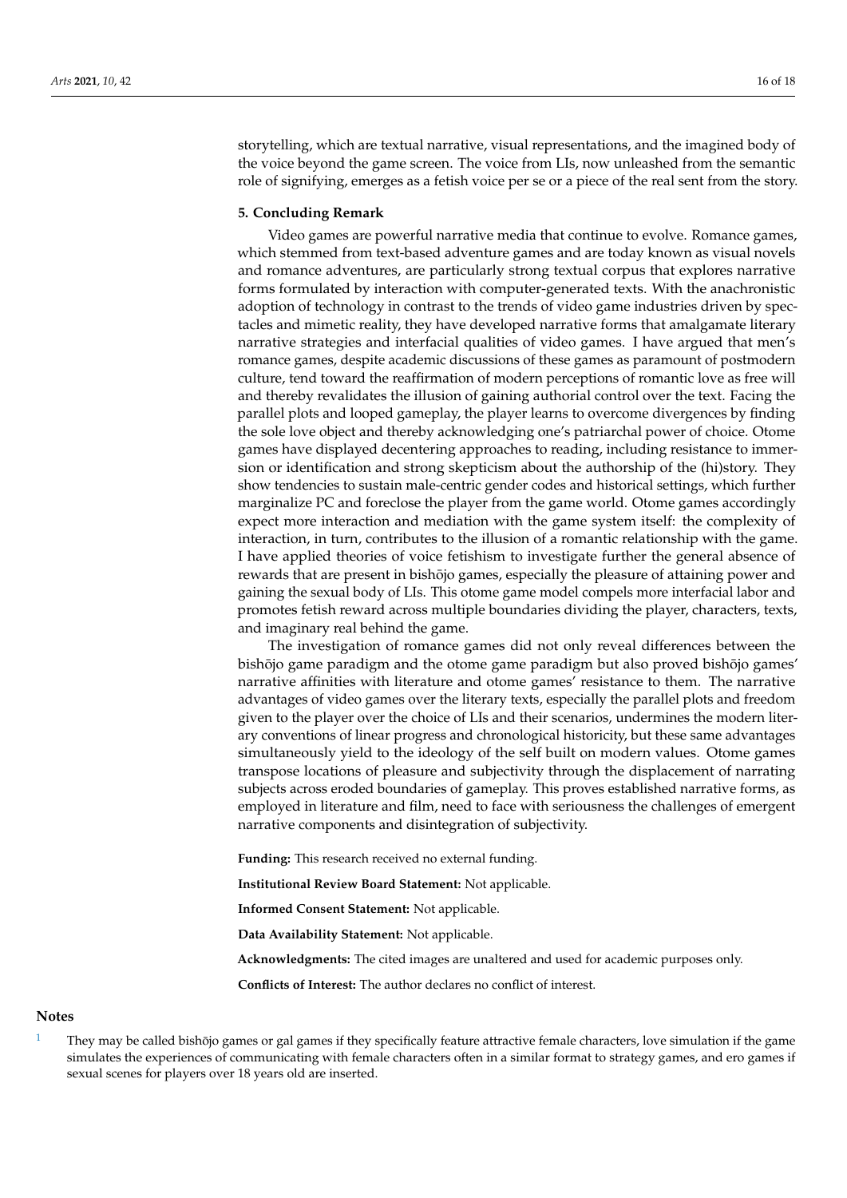storytelling, which are textual narrative, visual representations, and the imagined body of the voice beyond the game screen. The voice from LIs, now unleashed from the semantic role of signifying, emerges as a fetish voice per se or a piece of the real sent from the story.

## 5. Concluding Remark

Video games are powerful narrative media that continue to evolve. Romance games, which stemmed from text-based adventure games and are today known as visual novels and romance adventures, are particularly strong textual corpus that explores narrative forms formulated by interaction with computer-generated texts. With the anachronistic adoption of technology in contrast to the trends of video game industries driven by spectacles and mimetic reality, they have developed narrative forms that amalgamate literary narrative strategies and interfacial qualities of video games. I have argued that men's romance games, despite academic discussions of these games as paramount of postmodern culture, tend toward the reaffirmation of modern perceptions of romantic love as free will and thereby revalidates the illusion of gaining authorial control over the text. Facing the parallel plots and looped gameplay, the player learns to overcome divergences by finding the sole love object and thereby acknowledging one's patriarchal power of choice. Otome games have displayed decentering approaches to reading, including resistance to immersion or identification and strong skepticism about the authorship of the (hi)story. They show tendencies to sustain male-centric gender codes and historical settings, which further marginalize PC and foreclose the player from the game world. Otome games accordingly expect more interaction and mediation with the game system itself: the complexity of interaction, in turn, contributes to the illusion of a romantic relationship with the game. I have applied theories of voice fetishism to investigate further the general absence of rewards that are present in bishōjo games, especially the pleasure of attaining power and gaining the sexual body of LIs. This otome game model compels more interfacial labor and promotes fetish reward across multiple boundaries dividing the player, characters, texts, and imaginary real behind the game.

The investigation of romance games did not only reveal differences between the bishōjo game paradigm and the otome game paradigm but also proved bishōjo games' narrative affinities with literature and otome games' resistance to them. The narrative advantages of video games over the literary texts, especially the parallel plots and freedom given to the player over the choice of LIs and their scenarios, undermines the modern literary conventions of linear progress and chronological historicity, but these same advantages simultaneously yield to the ideology of the self built on modern values. Otome games transpose locations of pleasure and subjectivity through the displacement of narrating subjects across eroded boundaries of gameplay. This proves established narrative forms, as employed in literature and film, need to face with seriousness the challenges of emergent narrative components and disintegration of subjectivity.

**Funding:** This research received no external funding.

**Institutional Review Board Statement:** Not applicable.

**Informed Consent Statement:** Not applicable.

**Data Availability Statement:** Not applicable.

**Acknowledgments:** The cited images are unaltered and used for academic purposes only.

**Conflicts of Interest:** The author declares no conflict of interest.

## Notes

[1] They may be called bishōjo games or gal games if they specifically feature attractive female characters, love simulation if the game simulates the experiences of communicating with female characters often in a similar format to strategy games, and ero games if sexual scenes for players over 18 years old are inserted.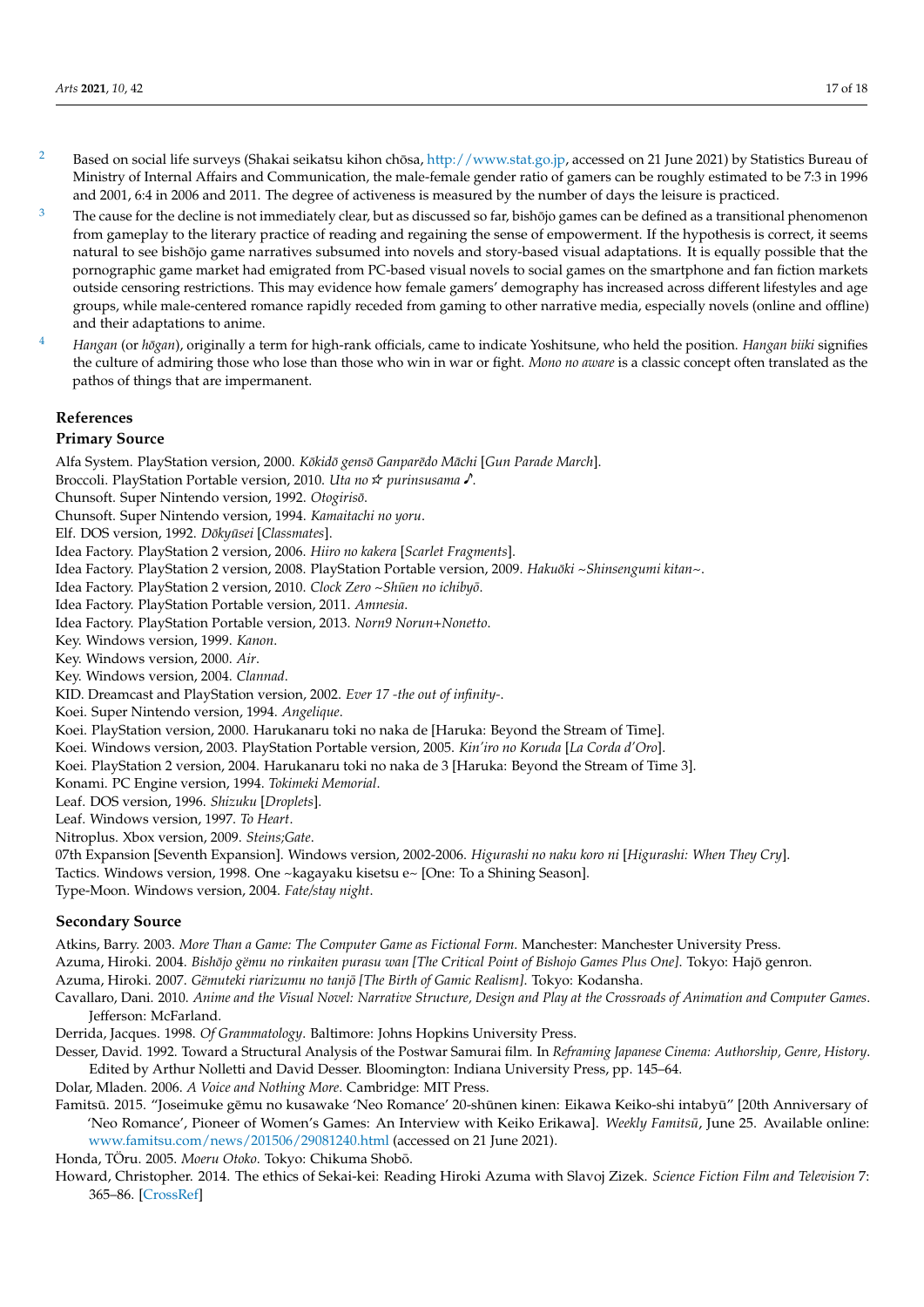[2] Based on social life surveys (Shakai seikatsu kihon chōsa, http://www.stat.go.jp, accessed on 21 June 2021) by Statistics Bureau of Ministry of Internal Affairs and Communication, the male-female gender ratio of gamers can be roughly estimated to be 7:3 in 1996 and 2001, 6:4 in 2006 and 2011. The degree of activeness is measured by the number of days the leisure is practiced.

[3] The cause for the decline is not immediately clear, but as discussed so far, bishōjo games can be defined as a transitional phenomenon from gameplay to the literary practice of reading and regaining the sense of empowerment. If the hypothesis is correct, it seems natural to see bishōjo game narratives subsumed into novels and story-based visual adaptations. It is equally possible that the pornographic game market had emigrated from PC-based visual novels to social games on the smartphone and fan fiction markets outside censoring restrictions. This may evidence how female gamers' demography has increased across different lifestyles and age groups, while male-centered romance rapidly receded from gaming to other narrative media, especially novels (online and offline) and their adaptations to anime.

[4] *Hangan* (or *hōgan*), originally a term for high-rank officials, came to indicate Yoshitsune, who held the position. *Hangan biiki* signifies the culture of admiring those who lose than those who win in war or fight. *Mono no aware* is a classic concept often translated as the pathos of things that are impermanent.

## References

### Primary Source

Alfa System. PlayStation version, 2000. *Kōkidō gensō Ganparēdo Māchi* [*Gun Parade March*].

Broccoli. PlayStation Portable version, 2010. *Uta no ☆ purinsusama ♪*.

Chunsoft. Super Nintendo version, 1992. *Otogirisō*.

Chunsoft. Super Nintendo version, 1994. *Kamaitachi no yoru*.

Elf. DOS version, 1992. *Dōkyūsei* [*Classmates*].

Idea Factory. PlayStation 2 version, 2006. *Hiiro no kakera* [*Scarlet Fragments*].

Idea Factory. PlayStation 2 version, 2008. PlayStation Portable version, 2009. *Hakuōki ~Shinsengumi kitan~*.

Idea Factory. PlayStation 2 version, 2010. *Clock Zero ~Shūen no ichibyō*.

Idea Factory. PlayStation Portable version, 2011. *Amnesia*.

Idea Factory. PlayStation Portable version, 2013. *Norn9 Norun+Nonetto*.

Key. Windows version, 1999. *Kanon*.

Key. Windows version, 2000. *Air*.

Key. Windows version, 2004. *Clannad*.

KID. Dreamcast and PlayStation version, 2002. *Ever 17 -the out of infinity-*.

Koei. Super Nintendo version, 1994. *Angelique*.

Koei. PlayStation version, 2000. Harukanaru toki no naka de [Haruka: Beyond the Stream of Time].

Koei. Windows version, 2003. PlayStation Portable version, 2005. *Kin'iro no Koruda* [*La Corda d'Oro*].

Koei. PlayStation 2 version, 2004. Harukanaru toki no naka de 3 [Haruka: Beyond the Stream of Time 3].

Konami. PC Engine version, 1994. *Tokimeki Memorial*.

Leaf. DOS version, 1996. *Shizuku* [*Droplets*].

Leaf. Windows version, 1997. *To Heart*.

Nitroplus. Xbox version, 2009. *Steins;Gate*.

07th Expansion [Seventh Expansion]. Windows version, 2002-2006. *Higurashi no naku koro ni* [*Higurashi: When They Cry*].

Tactics. Windows version, 1998. One ~kagayaku kisetsu e~ [One: To a Shining Season].

Type-Moon. Windows version, 2004. *Fate/stay night*.

### Secondary Source

Atkins, Barry. 2003. *More Than a Game: The Computer Game as Fictional Form*. Manchester: Manchester University Press.

Azuma, Hiroki. 2004. *Bishōjo gēmu no rinkaiten purasu wan [The Critical Point of Bishojo Games Plus One]*. Tokyo: Hajō genron.

Azuma, Hiroki. 2007. *Gēmuteki riarizumu no tanjō [The Birth of Gamic Realism]*. Tokyo: Kodansha.

Cavallaro, Dani. 2010. *Anime and the Visual Novel: Narrative Structure, Design and Play at the Crossroads of Animation and Computer Games*. Jefferson: McFarland.

Derrida, Jacques. 1998. *Of Grammatology*. Baltimore: Johns Hopkins University Press.

Desser, David. 1992. Toward a Structural Analysis of the Postwar Samurai film. In *Reframing Japanese Cinema: Authorship, Genre, History*. Edited by Arthur Nolletti and David Desser. Bloomington: Indiana University Press, pp. 145–64.

Dolar, Mladen. 2006. *A Voice and Nothing More*. Cambridge: MIT Press.

Famitsū. 2015. "Joseimuke gēmu no kusawake 'Neo Romance' 20-shūnen kinen: Eikawa Keiko-shi intabyū" [20th Anniversary of 'Neo Romance', Pioneer of Women's Games: An Interview with Keiko Erikawa]. *Weekly Famitsū*, June 25. Available online: www.famitsu.com/news/201506/29081240.html (accessed on 21 June 2021).

Honda, TÖru. 2005. *Moeru Otoko*. Tokyo: Chikuma Shobō.

Howard, Christopher. 2014. The ethics of Sekai-kei: Reading Hiroki Azuma with Slavoj Zizek. *Science Fiction Film and Television* 7: 365–86. [CrossRef]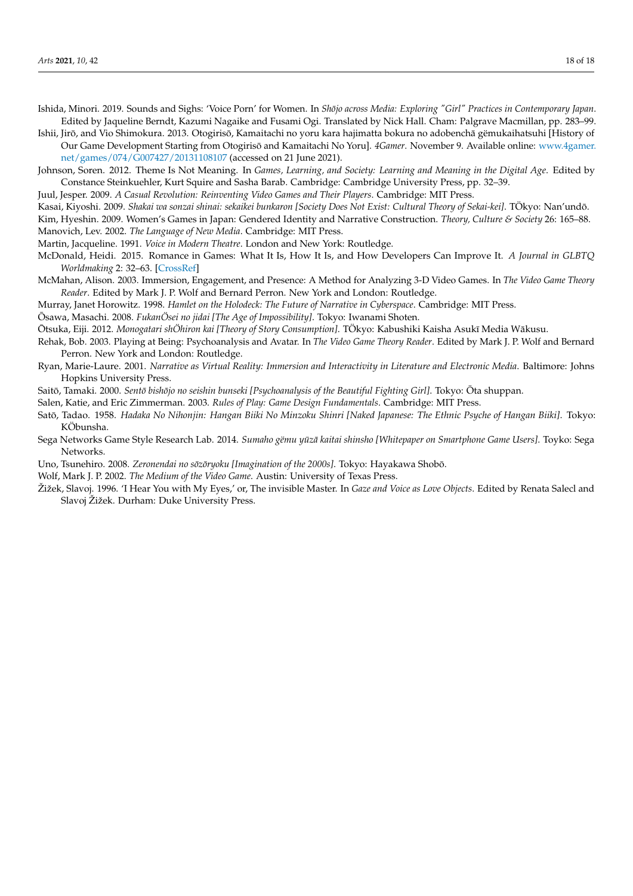Ishida, Minori. 2019. Sounds and Sighs: 'Voice Porn' for Women. In *Shōjo across Media: Exploring "Girl" Practices in Contemporary Japan*. Edited by Jaqueline Berndt, Kazumi Nagaike and Fusami Ogi. Translated by Nick Hall. Cham: Palgrave Macmillan, pp. 283–99.

Ishii, Jirō, and Vio Shimokura. 2013. Otogirisō, Kamaitachi no yoru kara hajimatta bokura no adobenchā gēmukaihatsuhi [History of Our Game Development Starting from Otogirisō and Kamaitachi No Yoru]. *4Gamer*. November 9. Available online: www.4gamer.net/games/074/G007427/20131108107 (accessed on 21 June 2021).

Johnson, Soren. 2012. Theme Is Not Meaning. In *Games, Learning, and Society: Learning and Meaning in the Digital Age*. Edited by Constance Steinkuehler, Kurt Squire and Sasha Barab. Cambridge: Cambridge University Press, pp. 32–39.

Juul, Jesper. 2009. *A Casual Revolution: Reinventing Video Games and Their Players*. Cambridge: MIT Press.

Kasai, Kiyoshi. 2009. *Shakai wa sonzai shinai: sekaikei bunkaron [Society Does Not Exist: Cultural Theory of Sekai-kei]*. TÖkyo: Nan'undō.

Kim, Hyeshin. 2009. Women's Games in Japan: Gendered Identity and Narrative Construction. *Theory, Culture & Society* 26: 165–88.

Manovich, Lev. 2002. *The Language of New Media*. Cambridge: MIT Press.

Martin, Jacqueline. 1991. *Voice in Modern Theatre*. London and New York: Routledge.

McDonald, Heidi. 2015. Romance in Games: What It Is, How It Is, and How Developers Can Improve It. *A Journal in GLBTQ Worldmaking* 2: 32–63. [CrossRef]

McMahan, Alison. 2003. Immersion, Engagement, and Presence: A Method for Analyzing 3-D Video Games. In *The Video Game Theory Reader*. Edited by Mark J. P. Wolf and Bernard Perron. New York and London: Routledge.

Murray, Janet Horowitz. 1998. *Hamlet on the Holodeck: The Future of Narrative in Cyberspace*. Cambridge: MIT Press.

Ōsawa, Masachi. 2008. *FukanÖsei no jidai [The Age of Impossibility]*. Tokyo: Iwanami Shoten.

Ōtsuka, Eiji. 2012. *Monogatari shÖhiron kai [Theory of Story Consumption]*. TÖkyo: Kabushiki Kaisha Asukī Media Wākusu.

Rehak, Bob. 2003. Playing at Being: Psychoanalysis and Avatar. In *The Video Game Theory Reader*. Edited by Mark J. P. Wolf and Bernard Perron. New York and London: Routledge.

Ryan, Marie-Laure. 2001. *Narrative as Virtual Reality: Immersion and Interactivity in Literature and Electronic Media*. Baltimore: Johns Hopkins University Press.

Saitō, Tamaki. 2000. *Sentō bishōjo no seishin bunseki [Psychoanalysis of the Beautiful Fighting Girl]*. Tokyo: Ōta shuppan.

Salen, Katie, and Eric Zimmerman. 2003. *Rules of Play: Game Design Fundamentals*. Cambridge: MIT Press.

Satō, Tadao. 1958. *Hadaka No Nihonjin: Hangan Biiki No Minzoku Shinri [Naked Japanese: The Ethnic Psyche of Hangan Biiki]*. Tokyo: KÖbunsha.

Sega Networks Game Style Research Lab. 2014. *Sumaho gēmu yūzā kaitai shinsho [Whitepaper on Smartphone Game Users]*. Toyko: Sega Networks.

Uno, Tsunehiro. 2008. *Zeronendai no sōzōryoku [Imagination of the 2000s]*. Tokyo: Hayakawa Shobō.

Wolf, Mark J. P. 2002. *The Medium of the Video Game*. Austin: University of Texas Press.

Žižek, Slavoj. 1996. 'I Hear You with My Eyes,' or, The invisible Master. In *Gaze and Voice as Love Objects*. Edited by Renata Salecl and Slavoj Žižek. Durham: Duke University Press.